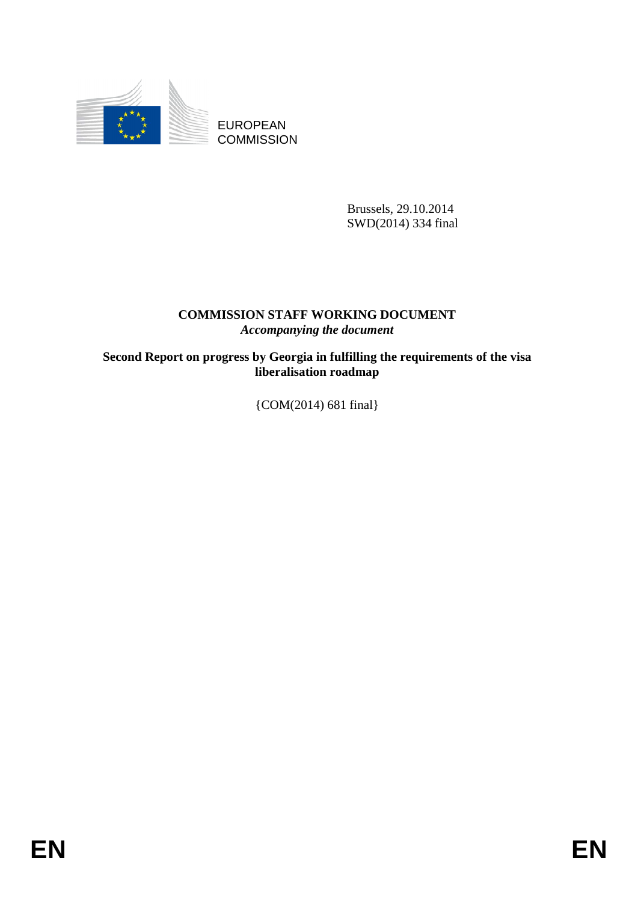EUROPEAN COMMISSION

Brussels, 29.10.2014
SWD(2014) 334 final

**COMMISSION STAFF WORKING DOCUMENT**
*Accompanying the document*

**Second Report on progress by Georgia in fulfilling the requirements of the visa liberalisation roadmap**

{COM(2014) 681 final}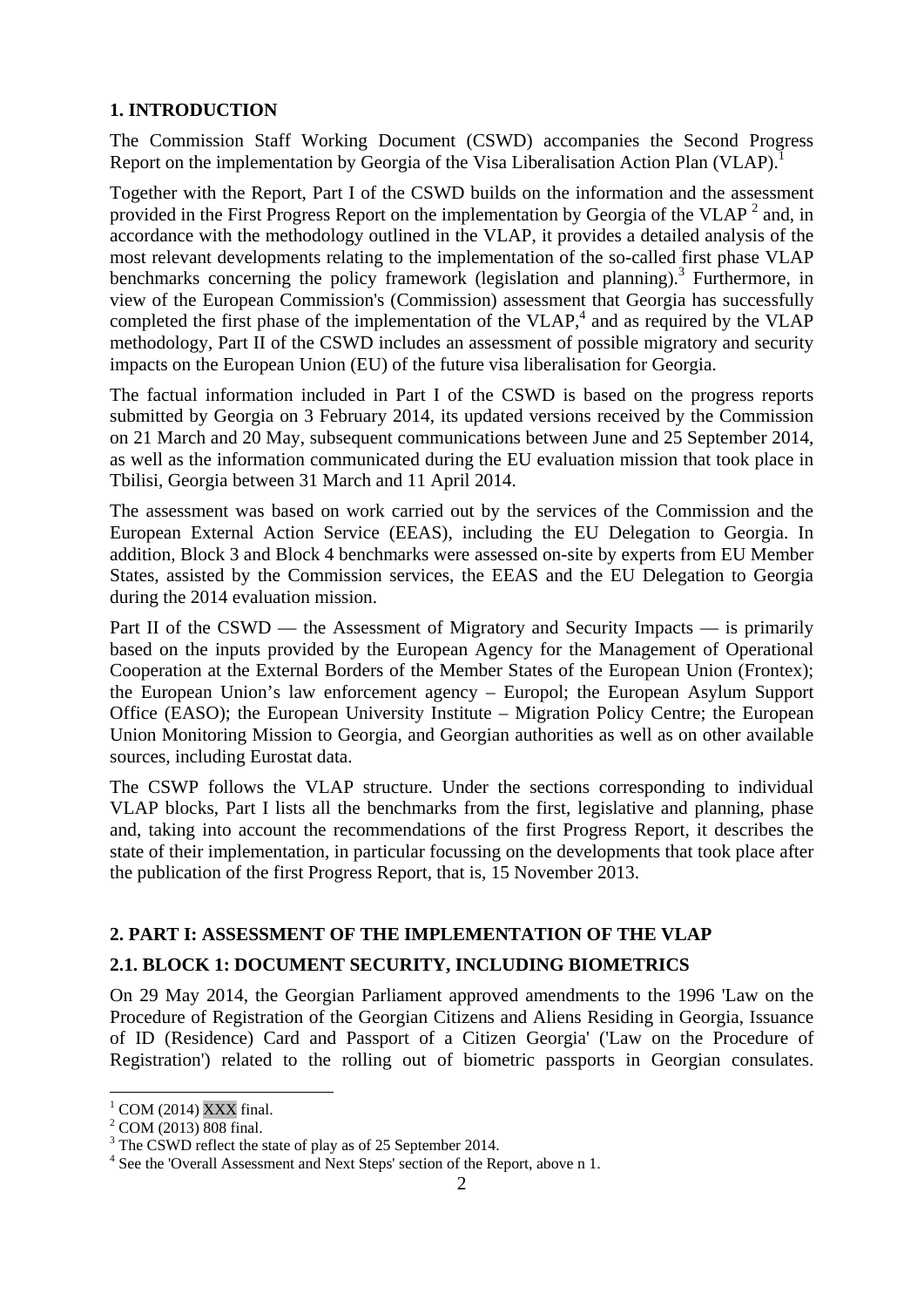## 1. INTRODUCTION

The Commission Staff Working Document (CSWD) accompanies the Second Progress Report on the implementation by Georgia of the Visa Liberalisation Action Plan (VLAP).[1]

Together with the Report, Part I of the CSWD builds on the information and the assessment provided in the First Progress Report on the implementation by Georgia of the VLAP [2] and, in accordance with the methodology outlined in the VLAP, it provides a detailed analysis of the most relevant developments relating to the implementation of the so-called first phase VLAP benchmarks concerning the policy framework (legislation and planning).[3] Furthermore, in view of the European Commission's (Commission) assessment that Georgia has successfully completed the first phase of the implementation of the VLAP,[4] and as required by the VLAP methodology, Part II of the CSWD includes an assessment of possible migratory and security impacts on the European Union (EU) of the future visa liberalisation for Georgia.

The factual information included in Part I of the CSWD is based on the progress reports submitted by Georgia on 3 February 2014, its updated versions received by the Commission on 21 March and 20 May, subsequent communications between June and 25 September 2014, as well as the information communicated during the EU evaluation mission that took place in Tbilisi, Georgia between 31 March and 11 April 2014.

The assessment was based on work carried out by the services of the Commission and the European External Action Service (EEAS), including the EU Delegation to Georgia. In addition, Block 3 and Block 4 benchmarks were assessed on-site by experts from EU Member States, assisted by the Commission services, the EEAS and the EU Delegation to Georgia during the 2014 evaluation mission.

Part II of the CSWD — the Assessment of Migratory and Security Impacts — is primarily based on the inputs provided by the European Agency for the Management of Operational Cooperation at the External Borders of the Member States of the European Union (Frontex); the European Union's law enforcement agency – Europol; the European Asylum Support Office (EASO); the European University Institute – Migration Policy Centre; the European Union Monitoring Mission to Georgia, and Georgian authorities as well as on other available sources, including Eurostat data.

The CSWP follows the VLAP structure. Under the sections corresponding to individual VLAP blocks, Part I lists all the benchmarks from the first, legislative and planning, phase and, taking into account the recommendations of the first Progress Report, it describes the state of their implementation, in particular focussing on the developments that took place after the publication of the first Progress Report, that is, 15 November 2013.

## 2. PART I: ASSESSMENT OF THE IMPLEMENTATION OF THE VLAP

### 2.1. BLOCK 1: DOCUMENT SECURITY, INCLUDING BIOMETRICS

On 29 May 2014, the Georgian Parliament approved amendments to the 1996 'Law on the Procedure of Registration of the Georgian Citizens and Aliens Residing in Georgia, Issuance of ID (Residence) Card and Passport of a Citizen Georgia' ('Law on the Procedure of Registration') related to the rolling out of biometric passports in Georgian consulates.

---

[1] COM (2014) XXX final.

[2] COM (2013) 808 final.

[3] The CSWD reflect the state of play as of 25 September 2014.

[4] See the 'Overall Assessment and Next Steps' section of the Report, above n 1.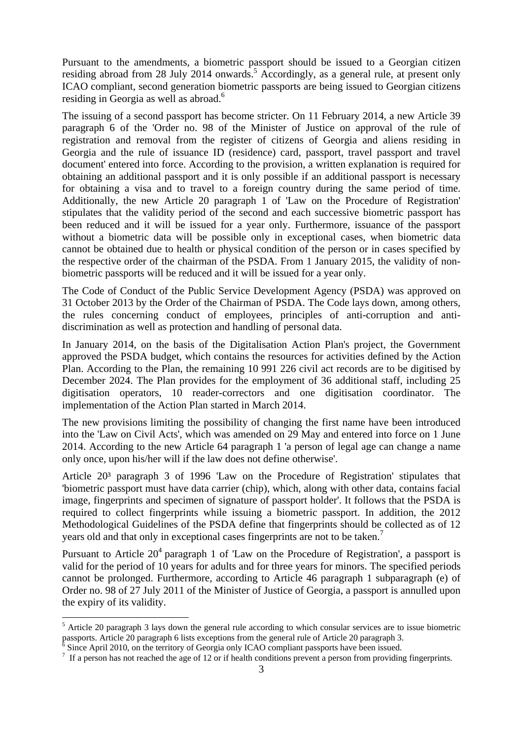Pursuant to the amendments, a biometric passport should be issued to a Georgian citizen residing abroad from 28 July 2014 onwards.[5] Accordingly, as a general rule, at present only ICAO compliant, second generation biometric passports are being issued to Georgian citizens residing in Georgia as well as abroad.[6]

The issuing of a second passport has become stricter. On 11 February 2014, a new Article 39 paragraph 6 of the 'Order no. 98 of the Minister of Justice on approval of the rule of registration and removal from the register of citizens of Georgia and aliens residing in Georgia and the rule of issuance ID (residence) card, passport, travel passport and travel document' entered into force. According to the provision, a written explanation is required for obtaining an additional passport and it is only possible if an additional passport is necessary for obtaining a visa and to travel to a foreign country during the same period of time. Additionally, the new Article 20 paragraph 1 of 'Law on the Procedure of Registration' stipulates that the validity period of the second and each successive biometric passport has been reduced and it will be issued for a year only. Furthermore, issuance of the passport without a biometric data will be possible only in exceptional cases, when biometric data cannot be obtained due to health or physical condition of the person or in cases specified by the respective order of the chairman of the PSDA. From 1 January 2015, the validity of non-biometric passports will be reduced and it will be issued for a year only.

The Code of Conduct of the Public Service Development Agency (PSDA) was approved on 31 October 2013 by the Order of the Chairman of PSDA. The Code lays down, among others, the rules concerning conduct of employees, principles of anti-corruption and anti-discrimination as well as protection and handling of personal data.

In January 2014, on the basis of the Digitalisation Action Plan's project, the Government approved the PSDA budget, which contains the resources for activities defined by the Action Plan. According to the Plan, the remaining 10 991 226 civil act records are to be digitised by December 2024. The Plan provides for the employment of 36 additional staff, including 25 digitisation operators, 10 reader-correctors and one digitisation coordinator. The implementation of the Action Plan started in March 2014.

The new provisions limiting the possibility of changing the first name have been introduced into the 'Law on Civil Acts', which was amended on 29 May and entered into force on 1 June 2014. According to the new Article 64 paragraph 1 'a person of legal age can change a name only once, upon his/her will if the law does not define otherwise'.

Article $20^3$ paragraph 3 of 1996 'Law on the Procedure of Registration' stipulates that 'biometric passport must have data carrier (chip), which, along with other data, contains facial image, fingerprints and specimen of signature of passport holder'. It follows that the PSDA is required to collect fingerprints while issuing a biometric passport. In addition, the 2012 Methodological Guidelines of the PSDA define that fingerprints should be collected as of 12 years old and that only in exceptional cases fingerprints are not to be taken.[7]

Pursuant to Article $20^4$ paragraph 1 of 'Law on the Procedure of Registration', a passport is valid for the period of 10 years for adults and for three years for minors. The specified periods cannot be prolonged. Furthermore, according to Article 46 paragraph 1 subparagraph (e) of Order no. 98 of 27 July 2011 of the Minister of Justice of Georgia, a passport is annulled upon the expiry of its validity.

---

[5] Article 20 paragraph 3 lays down the general rule according to which consular services are to issue biometric passports. Article 20 paragraph 6 lists exceptions from the general rule of Article 20 paragraph 3.

[6] Since April 2010, on the territory of Georgia only ICAO compliant passports have been issued.

[7] If a person has not reached the age of 12 or if health conditions prevent a person from providing fingerprints.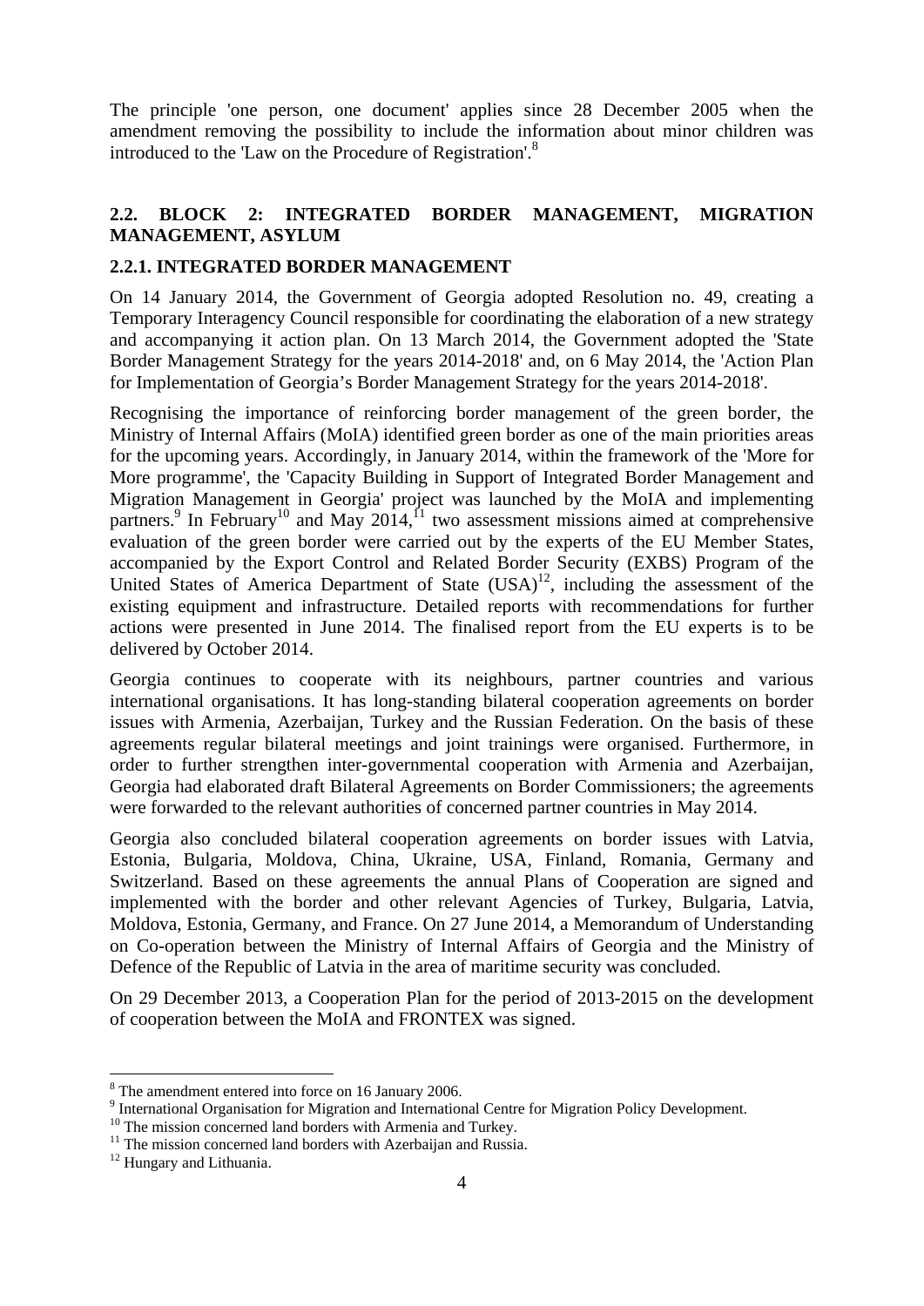The principle 'one person, one document' applies since 28 December 2005 when the amendment removing the possibility to include the information about minor children was introduced to the 'Law on the Procedure of Registration'.[8]

## 2.2. BLOCK 2: INTEGRATED BORDER MANAGEMENT, MIGRATION MANAGEMENT, ASYLUM

### 2.2.1. INTEGRATED BORDER MANAGEMENT

On 14 January 2014, the Government of Georgia adopted Resolution no. 49, creating a Temporary Interagency Council responsible for coordinating the elaboration of a new strategy and accompanying it action plan. On 13 March 2014, the Government adopted the 'State Border Management Strategy for the years 2014-2018' and, on 6 May 2014, the 'Action Plan for Implementation of Georgia's Border Management Strategy for the years 2014-2018'.

Recognising the importance of reinforcing border management of the green border, the Ministry of Internal Affairs (MoIA) identified green border as one of the main priorities areas for the upcoming years. Accordingly, in January 2014, within the framework of the 'More for More programme', the 'Capacity Building in Support of Integrated Border Management and Migration Management in Georgia' project was launched by the MoIA and implementing partners.[9] In February[10] and May 2014,[11] two assessment missions aimed at comprehensive evaluation of the green border were carried out by the experts of the EU Member States, accompanied by the Export Control and Related Border Security (EXBS) Program of the United States of America Department of State (USA)[12], including the assessment of the existing equipment and infrastructure. Detailed reports with recommendations for further actions were presented in June 2014. The finalised report from the EU experts is to be delivered by October 2014.

Georgia continues to cooperate with its neighbours, partner countries and various international organisations. It has long-standing bilateral cooperation agreements on border issues with Armenia, Azerbaijan, Turkey and the Russian Federation. On the basis of these agreements regular bilateral meetings and joint trainings were organised. Furthermore, in order to further strengthen inter-governmental cooperation with Armenia and Azerbaijan, Georgia had elaborated draft Bilateral Agreements on Border Commissioners; the agreements were forwarded to the relevant authorities of concerned partner countries in May 2014.

Georgia also concluded bilateral cooperation agreements on border issues with Latvia, Estonia, Bulgaria, Moldova, China, Ukraine, USA, Finland, Romania, Germany and Switzerland. Based on these agreements the annual Plans of Cooperation are signed and implemented with the border and other relevant Agencies of Turkey, Bulgaria, Latvia, Moldova, Estonia, Germany, and France. On 27 June 2014, a Memorandum of Understanding on Co-operation between the Ministry of Internal Affairs of Georgia and the Ministry of Defence of the Republic of Latvia in the area of maritime security was concluded.

On 29 December 2013, a Cooperation Plan for the period of 2013-2015 on the development of cooperation between the MoIA and FRONTEX was signed.

[8] The amendment entered into force on 16 January 2006.

[9] International Organisation for Migration and International Centre for Migration Policy Development.

[10] The mission concerned land borders with Armenia and Turkey.

[11] The mission concerned land borders with Azerbaijan and Russia.

[12] Hungary and Lithuania.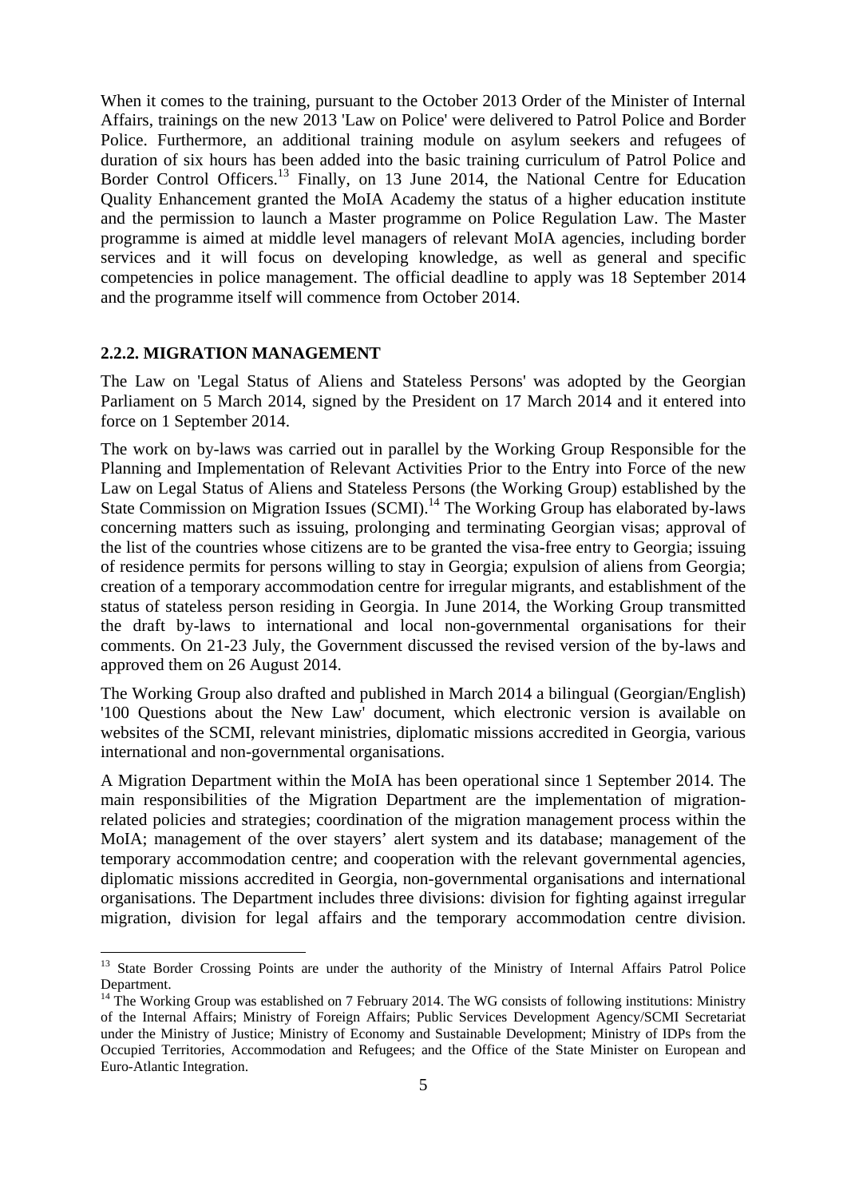When it comes to the training, pursuant to the October 2013 Order of the Minister of Internal Affairs, trainings on the new 2013 'Law on Police' were delivered to Patrol Police and Border Police. Furthermore, an additional training module on asylum seekers and refugees of duration of six hours has been added into the basic training curriculum of Patrol Police and Border Control Officers.[13] Finally, on 13 June 2014, the National Centre for Education Quality Enhancement granted the MoIA Academy the status of a higher education institute and the permission to launch a Master programme on Police Regulation Law. The Master programme is aimed at middle level managers of relevant MoIA agencies, including border services and it will focus on developing knowledge, as well as general and specific competencies in police management. The official deadline to apply was 18 September 2014 and the programme itself will commence from October 2014.

### 2.2.2. MIGRATION MANAGEMENT

The Law on 'Legal Status of Aliens and Stateless Persons' was adopted by the Georgian Parliament on 5 March 2014, signed by the President on 17 March 2014 and it entered into force on 1 September 2014.

The work on by-laws was carried out in parallel by the Working Group Responsible for the Planning and Implementation of Relevant Activities Prior to the Entry into Force of the new Law on Legal Status of Aliens and Stateless Persons (the Working Group) established by the State Commission on Migration Issues (SCMI).[14] The Working Group has elaborated by-laws concerning matters such as issuing, prolonging and terminating Georgian visas; approval of the list of the countries whose citizens are to be granted the visa-free entry to Georgia; issuing of residence permits for persons willing to stay in Georgia; expulsion of aliens from Georgia; creation of a temporary accommodation centre for irregular migrants, and establishment of the status of stateless person residing in Georgia. In June 2014, the Working Group transmitted the draft by-laws to international and local non-governmental organisations for their comments. On 21-23 July, the Government discussed the revised version of the by-laws and approved them on 26 August 2014.

The Working Group also drafted and published in March 2014 a bilingual (Georgian/English) '100 Questions about the New Law' document, which electronic version is available on websites of the SCMI, relevant ministries, diplomatic missions accredited in Georgia, various international and non-governmental organisations.

A Migration Department within the MoIA has been operational since 1 September 2014. The main responsibilities of the Migration Department are the implementation of migration-related policies and strategies; coordination of the migration management process within the MoIA; management of the over stayers' alert system and its database; management of the temporary accommodation centre; and cooperation with the relevant governmental agencies, diplomatic missions accredited in Georgia, non-governmental organisations and international organisations. The Department includes three divisions: division for fighting against irregular migration, division for legal affairs and the temporary accommodation centre division.

---

[13] State Border Crossing Points are under the authority of the Ministry of Internal Affairs Patrol Police Department.

[14] The Working Group was established on 7 February 2014. The WG consists of following institutions: Ministry of the Internal Affairs; Ministry of Foreign Affairs; Public Services Development Agency/SCMI Secretariat under the Ministry of Justice; Ministry of Economy and Sustainable Development; Ministry of IDPs from the Occupied Territories, Accommodation and Refugees; and the Office of the State Minister on European and Euro-Atlantic Integration.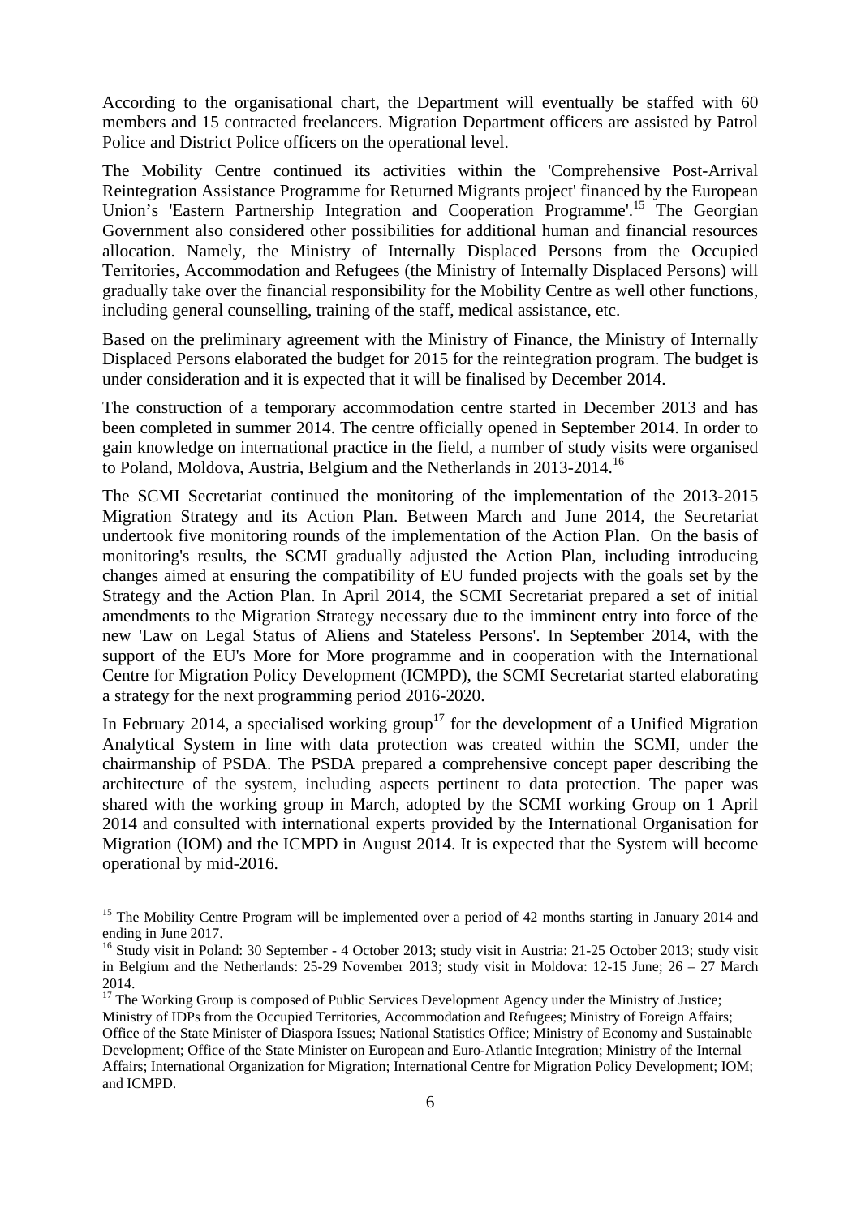According to the organisational chart, the Department will eventually be staffed with 60 members and 15 contracted freelancers. Migration Department officers are assisted by Patrol Police and District Police officers on the operational level.

The Mobility Centre continued its activities within the 'Comprehensive Post-Arrival Reintegration Assistance Programme for Returned Migrants project' financed by the European Union's 'Eastern Partnership Integration and Cooperation Programme'.[15] The Georgian Government also considered other possibilities for additional human and financial resources allocation. Namely, the Ministry of Internally Displaced Persons from the Occupied Territories, Accommodation and Refugees (the Ministry of Internally Displaced Persons) will gradually take over the financial responsibility for the Mobility Centre as well other functions, including general counselling, training of the staff, medical assistance, etc.

Based on the preliminary agreement with the Ministry of Finance, the Ministry of Internally Displaced Persons elaborated the budget for 2015 for the reintegration program. The budget is under consideration and it is expected that it will be finalised by December 2014.

The construction of a temporary accommodation centre started in December 2013 and has been completed in summer 2014. The centre officially opened in September 2014. In order to gain knowledge on international practice in the field, a number of study visits were organised to Poland, Moldova, Austria, Belgium and the Netherlands in 2013-2014.[16]

The SCMI Secretariat continued the monitoring of the implementation of the 2013-2015 Migration Strategy and its Action Plan. Between March and June 2014, the Secretariat undertook five monitoring rounds of the implementation of the Action Plan. On the basis of monitoring's results, the SCMI gradually adjusted the Action Plan, including introducing changes aimed at ensuring the compatibility of EU funded projects with the goals set by the Strategy and the Action Plan. In April 2014, the SCMI Secretariat prepared a set of initial amendments to the Migration Strategy necessary due to the imminent entry into force of the new 'Law on Legal Status of Aliens and Stateless Persons'. In September 2014, with the support of the EU's More for More programme and in cooperation with the International Centre for Migration Policy Development (ICMPD), the SCMI Secretariat started elaborating a strategy for the next programming period 2016-2020.

In February 2014, a specialised working group[17] for the development of a Unified Migration Analytical System in line with data protection was created within the SCMI, under the chairmanship of PSDA. The PSDA prepared a comprehensive concept paper describing the architecture of the system, including aspects pertinent to data protection. The paper was shared with the working group in March, adopted by the SCMI working Group on 1 April 2014 and consulted with international experts provided by the International Organisation for Migration (IOM) and the ICMPD in August 2014. It is expected that the System will become operational by mid-2016.

---

[15] The Mobility Centre Program will be implemented over a period of 42 months starting in January 2014 and ending in June 2017.

[16] Study visit in Poland: 30 September - 4 October 2013; study visit in Austria: 21-25 October 2013; study visit in Belgium and the Netherlands: 25-29 November 2013; study visit in Moldova: 12-15 June; 26 – 27 March 2014.

[17] The Working Group is composed of Public Services Development Agency under the Ministry of Justice; Ministry of IDPs from the Occupied Territories, Accommodation and Refugees; Ministry of Foreign Affairs; Office of the State Minister of Diaspora Issues; National Statistics Office; Ministry of Economy and Sustainable Development; Office of the State Minister on European and Euro-Atlantic Integration; Ministry of the Internal Affairs; International Organization for Migration; International Centre for Migration Policy Development; IOM; and ICMPD.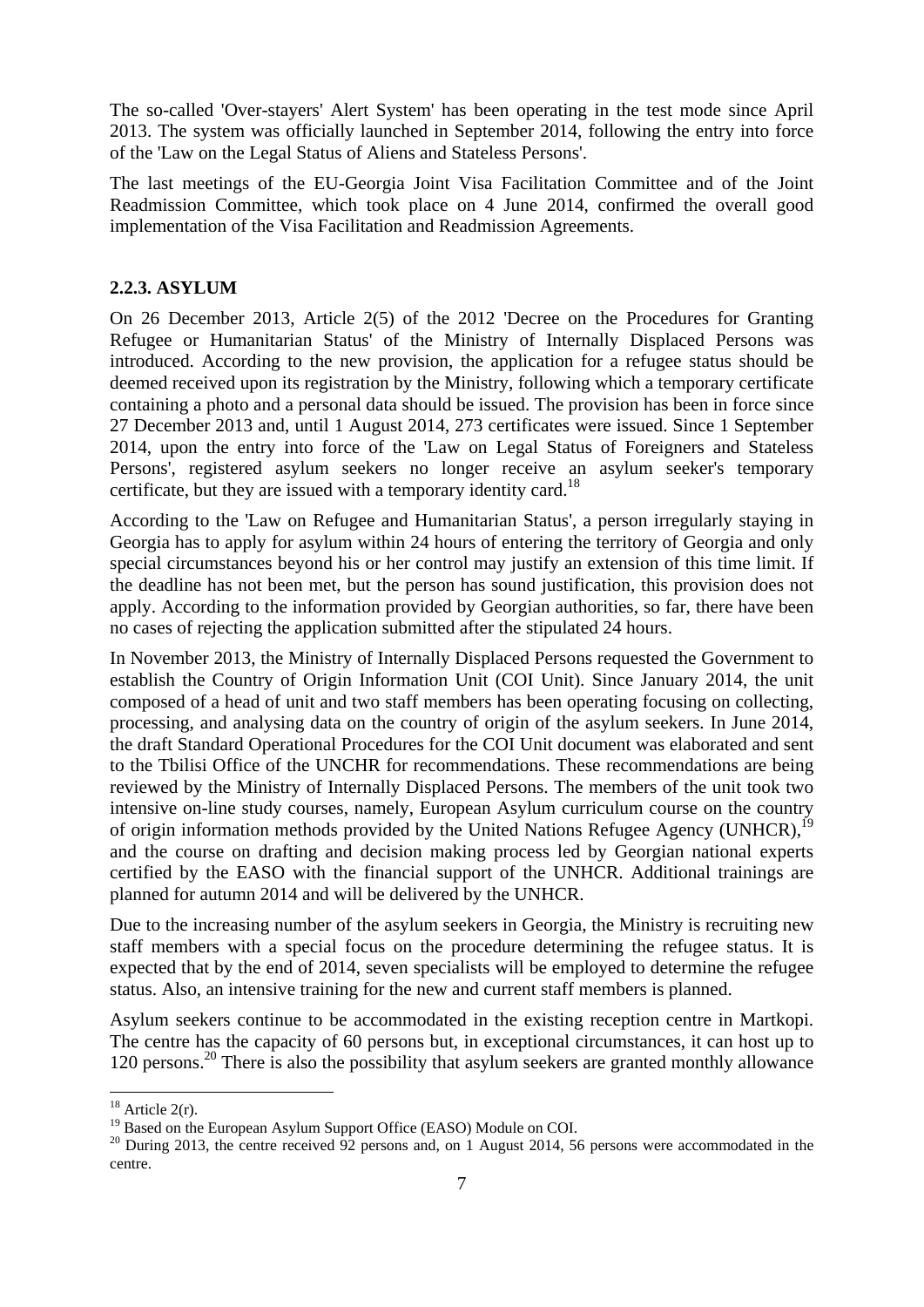The so-called 'Over-stayers' Alert System' has been operating in the test mode since April 2013. The system was officially launched in September 2014, following the entry into force of the 'Law on the Legal Status of Aliens and Stateless Persons'.

The last meetings of the EU-Georgia Joint Visa Facilitation Committee and of the Joint Readmission Committee, which took place on 4 June 2014, confirmed the overall good implementation of the Visa Facilitation and Readmission Agreements.

### 2.2.3. ASYLUM

On 26 December 2013, Article 2(5) of the 2012 'Decree on the Procedures for Granting Refugee or Humanitarian Status' of the Ministry of Internally Displaced Persons was introduced. According to the new provision, the application for a refugee status should be deemed received upon its registration by the Ministry, following which a temporary certificate containing a photo and a personal data should be issued. The provision has been in force since 27 December 2013 and, until 1 August 2014, 273 certificates were issued. Since 1 September 2014, upon the entry into force of the 'Law on Legal Status of Foreigners and Stateless Persons', registered asylum seekers no longer receive an asylum seeker's temporary certificate, but they are issued with a temporary identity card.[18]

According to the 'Law on Refugee and Humanitarian Status', a person irregularly staying in Georgia has to apply for asylum within 24 hours of entering the territory of Georgia and only special circumstances beyond his or her control may justify an extension of this time limit. If the deadline has not been met, but the person has sound justification, this provision does not apply. According to the information provided by Georgian authorities, so far, there have been no cases of rejecting the application submitted after the stipulated 24 hours.

In November 2013, the Ministry of Internally Displaced Persons requested the Government to establish the Country of Origin Information Unit (COI Unit). Since January 2014, the unit composed of a head of unit and two staff members has been operating focusing on collecting, processing, and analysing data on the country of origin of the asylum seekers. In June 2014, the draft Standard Operational Procedures for the COI Unit document was elaborated and sent to the Tbilisi Office of the UNCHR for recommendations. These recommendations are being reviewed by the Ministry of Internally Displaced Persons. The members of the unit took two intensive on-line study courses, namely, European Asylum curriculum course on the country of origin information methods provided by the United Nations Refugee Agency (UNHCR),[19] and the course on drafting and decision making process led by Georgian national experts certified by the EASO with the financial support of the UNHCR. Additional trainings are planned for autumn 2014 and will be delivered by the UNHCR.

Due to the increasing number of the asylum seekers in Georgia, the Ministry is recruiting new staff members with a special focus on the procedure determining the refugee status. It is expected that by the end of 2014, seven specialists will be employed to determine the refugee status. Also, an intensive training for the new and current staff members is planned.

Asylum seekers continue to be accommodated in the existing reception centre in Martkopi. The centre has the capacity of 60 persons but, in exceptional circumstances, it can host up to 120 persons.[20] There is also the possibility that asylum seekers are granted monthly allowance

[18] Article 2(r).

[19] Based on the European Asylum Support Office (EASO) Module on COI.

[20] During 2013, the centre received 92 persons and, on 1 August 2014, 56 persons were accommodated in the centre.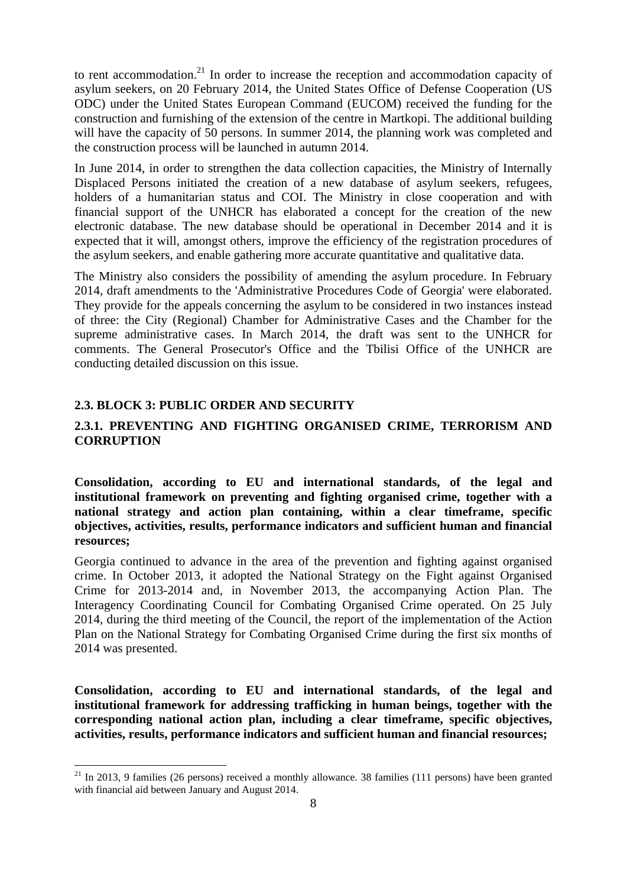to rent accommodation.[21] In order to increase the reception and accommodation capacity of asylum seekers, on 20 February 2014, the United States Office of Defense Cooperation (US ODC) under the United States European Command (EUCOM) received the funding for the construction and furnishing of the extension of the centre in Martkopi. The additional building will have the capacity of 50 persons. In summer 2014, the planning work was completed and the construction process will be launched in autumn 2014.

In June 2014, in order to strengthen the data collection capacities, the Ministry of Internally Displaced Persons initiated the creation of a new database of asylum seekers, refugees, holders of a humanitarian status and COI. The Ministry in close cooperation and with financial support of the UNHCR has elaborated a concept for the creation of the new electronic database. The new database should be operational in December 2014 and it is expected that it will, amongst others, improve the efficiency of the registration procedures of the asylum seekers, and enable gathering more accurate quantitative and qualitative data.

The Ministry also considers the possibility of amending the asylum procedure. In February 2014, draft amendments to the 'Administrative Procedures Code of Georgia' were elaborated. They provide for the appeals concerning the asylum to be considered in two instances instead of three: the City (Regional) Chamber for Administrative Cases and the Chamber for the supreme administrative cases. In March 2014, the draft was sent to the UNHCR for comments. The General Prosecutor's Office and the Tbilisi Office of the UNHCR are conducting detailed discussion on this issue.

### 2.3. BLOCK 3: PUBLIC ORDER AND SECURITY

#### 2.3.1. PREVENTING AND FIGHTING ORGANISED CRIME, TERRORISM AND CORRUPTION

**Consolidation, according to EU and international standards, of the legal and institutional framework on preventing and fighting organised crime, together with a national strategy and action plan containing, within a clear timeframe, specific objectives, activities, results, performance indicators and sufficient human and financial resources;**

Georgia continued to advance in the area of the prevention and fighting against organised crime. In October 2013, it adopted the National Strategy on the Fight against Organised Crime for 2013-2014 and, in November 2013, the accompanying Action Plan. The Interagency Coordinating Council for Combating Organised Crime operated. On 25 July 2014, during the third meeting of the Council, the report of the implementation of the Action Plan on the National Strategy for Combating Organised Crime during the first six months of 2014 was presented.

**Consolidation, according to EU and international standards, of the legal and institutional framework for addressing trafficking in human beings, together with the corresponding national action plan, including a clear timeframe, specific objectives, activities, results, performance indicators and sufficient human and financial resources;**

---

[21] In 2013, 9 families (26 persons) received a monthly allowance. 38 families (111 persons) have been granted with financial aid between January and August 2014.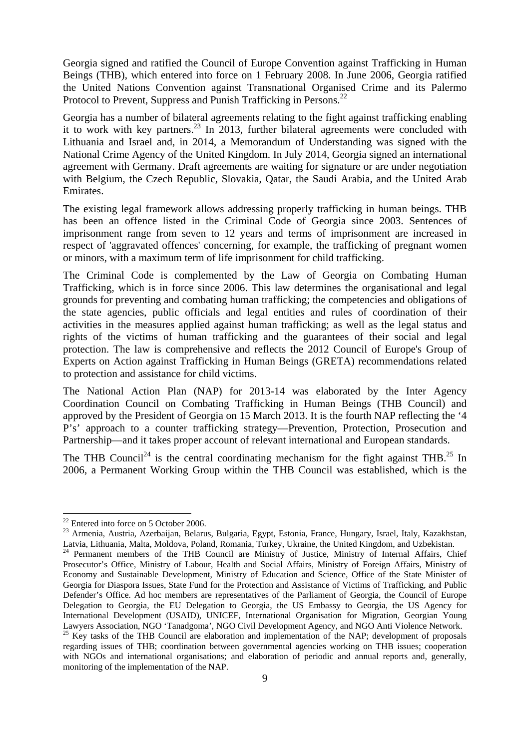Georgia signed and ratified the Council of Europe Convention against Trafficking in Human Beings (THB), which entered into force on 1 February 2008. In June 2006, Georgia ratified the United Nations Convention against Transnational Organised Crime and its Palermo Protocol to Prevent, Suppress and Punish Trafficking in Persons.[22]

Georgia has a number of bilateral agreements relating to the fight against trafficking enabling it to work with key partners.[23] In 2013, further bilateral agreements were concluded with Lithuania and Israel and, in 2014, a Memorandum of Understanding was signed with the National Crime Agency of the United Kingdom. In July 2014, Georgia signed an international agreement with Germany. Draft agreements are waiting for signature or are under negotiation with Belgium, the Czech Republic, Slovakia, Qatar, the Saudi Arabia, and the United Arab Emirates.

The existing legal framework allows addressing properly trafficking in human beings. THB has been an offence listed in the Criminal Code of Georgia since 2003. Sentences of imprisonment range from seven to 12 years and terms of imprisonment are increased in respect of 'aggravated offences' concerning, for example, the trafficking of pregnant women or minors, with a maximum term of life imprisonment for child trafficking.

The Criminal Code is complemented by the Law of Georgia on Combating Human Trafficking, which is in force since 2006. This law determines the organisational and legal grounds for preventing and combating human trafficking; the competencies and obligations of the state agencies, public officials and legal entities and rules of coordination of their activities in the measures applied against human trafficking; as well as the legal status and rights of the victims of human trafficking and the guarantees of their social and legal protection. The law is comprehensive and reflects the 2012 Council of Europe's Group of Experts on Action against Trafficking in Human Beings (GRETA) recommendations related to protection and assistance for child victims.

The National Action Plan (NAP) for 2013-14 was elaborated by the Inter Agency Coordination Council on Combating Trafficking in Human Beings (THB Council) and approved by the President of Georgia on 15 March 2013. It is the fourth NAP reflecting the '4 P's' approach to a counter trafficking strategy—Prevention, Protection, Prosecution and Partnership—and it takes proper account of relevant international and European standards.

The THB Council[24] is the central coordinating mechanism for the fight against THB.[25] In 2006, a Permanent Working Group within the THB Council was established, which is the

---

[22] Entered into force on 5 October 2006.

[23] Armenia, Austria, Azerbaijan, Belarus, Bulgaria, Egypt, Estonia, France, Hungary, Israel, Italy, Kazakhstan, Latvia, Lithuania, Malta, Moldova, Poland, Romania, Turkey, Ukraine, the United Kingdom, and Uzbekistan.

[24] Permanent members of the THB Council are Ministry of Justice, Ministry of Internal Affairs, Chief Prosecutor's Office, Ministry of Labour, Health and Social Affairs, Ministry of Foreign Affairs, Ministry of Economy and Sustainable Development, Ministry of Education and Science, Office of the State Minister of Georgia for Diaspora Issues, State Fund for the Protection and Assistance of Victims of Trafficking, and Public Defender's Office. Ad hoc members are representatives of the Parliament of Georgia, the Council of Europe Delegation to Georgia, the EU Delegation to Georgia, the US Embassy to Georgia, the US Agency for International Development (USAID), UNICEF, International Organisation for Migration, Georgian Young Lawyers Association, NGO 'Tanadgoma', NGO Civil Development Agency, and NGO Anti Violence Network.

[25] Key tasks of the THB Council are elaboration and implementation of the NAP; development of proposals regarding issues of THB; coordination between governmental agencies working on THB issues; cooperation with NGOs and international organisations; and elaboration of periodic and annual reports and, generally, monitoring of the implementation of the NAP.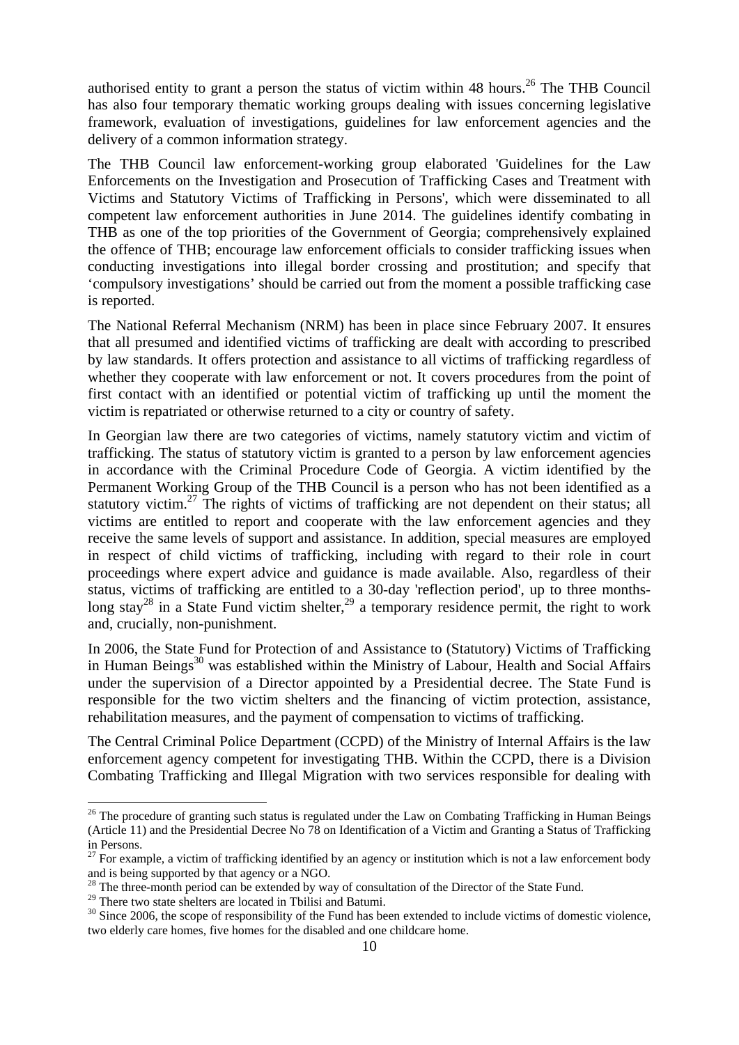authorised entity to grant a person the status of victim within 48 hours.[26] The THB Council has also four temporary thematic working groups dealing with issues concerning legislative framework, evaluation of investigations, guidelines for law enforcement agencies and the delivery of a common information strategy.

The THB Council law enforcement-working group elaborated 'Guidelines for the Law Enforcements on the Investigation and Prosecution of Trafficking Cases and Treatment with Victims and Statutory Victims of Trafficking in Persons', which were disseminated to all competent law enforcement authorities in June 2014. The guidelines identify combating in THB as one of the top priorities of the Government of Georgia; comprehensively explained the offence of THB; encourage law enforcement officials to consider trafficking issues when conducting investigations into illegal border crossing and prostitution; and specify that 'compulsory investigations' should be carried out from the moment a possible trafficking case is reported.

The National Referral Mechanism (NRM) has been in place since February 2007. It ensures that all presumed and identified victims of trafficking are dealt with according to prescribed by law standards. It offers protection and assistance to all victims of trafficking regardless of whether they cooperate with law enforcement or not. It covers procedures from the point of first contact with an identified or potential victim of trafficking up until the moment the victim is repatriated or otherwise returned to a city or country of safety.

In Georgian law there are two categories of victims, namely statutory victim and victim of trafficking. The status of statutory victim is granted to a person by law enforcement agencies in accordance with the Criminal Procedure Code of Georgia. A victim identified by the Permanent Working Group of the THB Council is a person who has not been identified as a statutory victim.[27] The rights of victims of trafficking are not dependent on their status; all victims are entitled to report and cooperate with the law enforcement agencies and they receive the same levels of support and assistance. In addition, special measures are employed in respect of child victims of trafficking, including with regard to their role in court proceedings where expert advice and guidance is made available. Also, regardless of their status, victims of trafficking are entitled to a 30-day 'reflection period', up to three months-long stay[28] in a State Fund victim shelter,[29] a temporary residence permit, the right to work and, crucially, non-punishment.

In 2006, the State Fund for Protection of and Assistance to (Statutory) Victims of Trafficking in Human Beings[30] was established within the Ministry of Labour, Health and Social Affairs under the supervision of a Director appointed by a Presidential decree. The State Fund is responsible for the two victim shelters and the financing of victim protection, assistance, rehabilitation measures, and the payment of compensation to victims of trafficking.

The Central Criminal Police Department (CCPD) of the Ministry of Internal Affairs is the law enforcement agency competent for investigating THB. Within the CCPD, there is a Division Combating Trafficking and Illegal Migration with two services responsible for dealing with

---

[26] The procedure of granting such status is regulated under the Law on Combating Trafficking in Human Beings (Article 11) and the Presidential Decree No 78 on Identification of a Victim and Granting a Status of Trafficking in Persons.

[27] For example, a victim of trafficking identified by an agency or institution which is not a law enforcement body and is being supported by that agency or a NGO.

[28] The three-month period can be extended by way of consultation of the Director of the State Fund.

[29] There two state shelters are located in Tbilisi and Batumi.

[30] Since 2006, the scope of responsibility of the Fund has been extended to include victims of domestic violence, two elderly care homes, five homes for the disabled and one childcare home.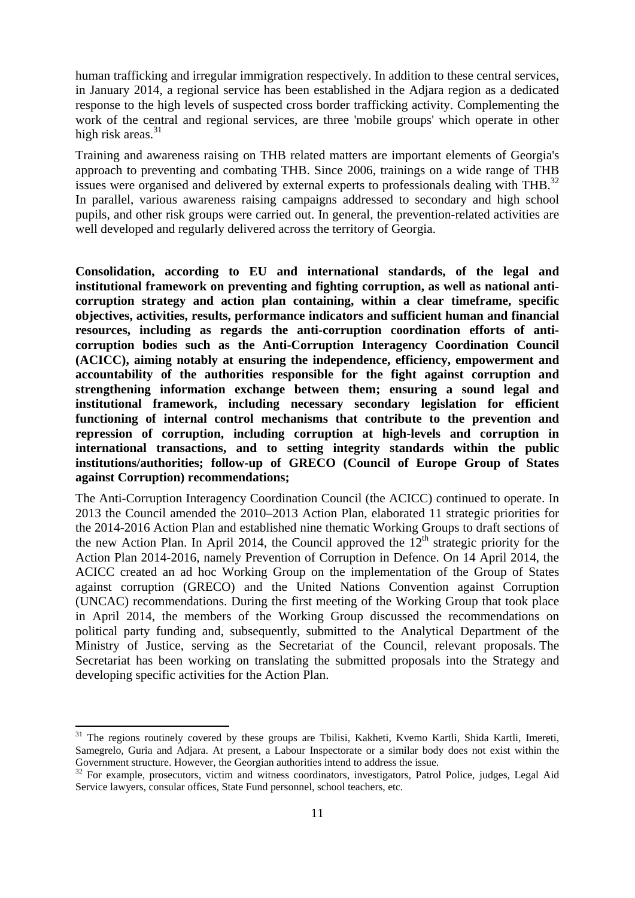human trafficking and irregular immigration respectively. In addition to these central services, in January 2014, a regional service has been established in the Adjara region as a dedicated response to the high levels of suspected cross border trafficking activity. Complementing the work of the central and regional services, are three 'mobile groups' which operate in other high risk areas.[31]

Training and awareness raising on THB related matters are important elements of Georgia's approach to preventing and combating THB. Since 2006, trainings on a wide range of THB issues were organised and delivered by external experts to professionals dealing with THB.[32] In parallel, various awareness raising campaigns addressed to secondary and high school pupils, and other risk groups were carried out. In general, the prevention-related activities are well developed and regularly delivered across the territory of Georgia.

**Consolidation, according to EU and international standards, of the legal and institutional framework on preventing and fighting corruption, as well as national anti-corruption strategy and action plan containing, within a clear timeframe, specific objectives, activities, results, performance indicators and sufficient human and financial resources, including as regards the anti-corruption coordination efforts of anti-corruption bodies such as the Anti-Corruption Interagency Coordination Council (ACICC), aiming notably at ensuring the independence, efficiency, empowerment and accountability of the authorities responsible for the fight against corruption and strengthening information exchange between them; ensuring a sound legal and institutional framework, including necessary secondary legislation for efficient functioning of internal control mechanisms that contribute to the prevention and repression of corruption, including corruption at high-levels and corruption in international transactions, and to setting integrity standards within the public institutions/authorities; follow-up of GRECO (Council of Europe Group of States against Corruption) recommendations;**

The Anti-Corruption Interagency Coordination Council (the ACICC) continued to operate. In 2013 the Council amended the 2010–2013 Action Plan, elaborated 11 strategic priorities for the 2014-2016 Action Plan and established nine thematic Working Groups to draft sections of the new Action Plan. In April 2014, the Council approved the 12th strategic priority for the Action Plan 2014-2016, namely Prevention of Corruption in Defence. On 14 April 2014, the ACICC created an ad hoc Working Group on the implementation of the Group of States against corruption (GRECO) and the United Nations Convention against Corruption (UNCAC) recommendations. During the first meeting of the Working Group that took place in April 2014, the members of the Working Group discussed the recommendations on political party funding and, subsequently, submitted to the Analytical Department of the Ministry of Justice, serving as the Secretariat of the Council, relevant proposals. The Secretariat has been working on translating the submitted proposals into the Strategy and developing specific activities for the Action Plan.

---

[31] The regions routinely covered by these groups are Tbilisi, Kakheti, Kvemo Kartli, Shida Kartli, Imereti, Samegrelo, Guria and Adjara. At present, a Labour Inspectorate or a similar body does not exist within the Government structure. However, the Georgian authorities intend to address the issue.

[32] For example, prosecutors, victim and witness coordinators, investigators, Patrol Police, judges, Legal Aid Service lawyers, consular offices, State Fund personnel, school teachers, etc.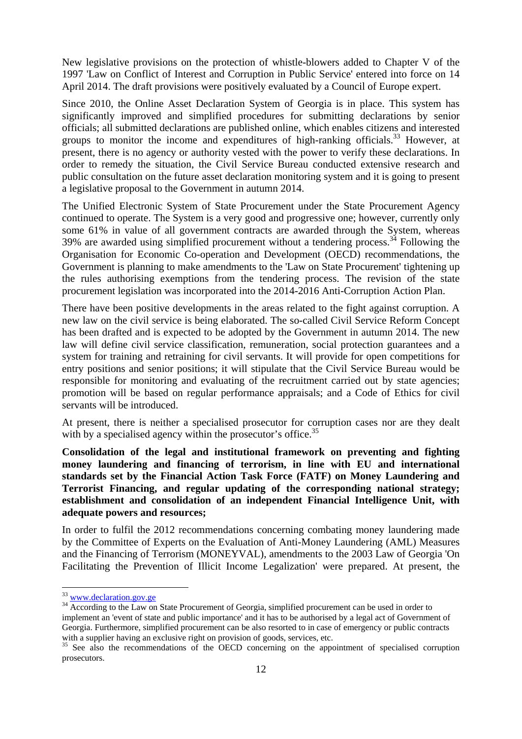New legislative provisions on the protection of whistle-blowers added to Chapter V of the 1997 'Law on Conflict of Interest and Corruption in Public Service' entered into force on 14 April 2014. The draft provisions were positively evaluated by a Council of Europe expert.

Since 2010, the Online Asset Declaration System of Georgia is in place. This system has significantly improved and simplified procedures for submitting declarations by senior officials; all submitted declarations are published online, which enables citizens and interested groups to monitor the income and expenditures of high-ranking officials.[33] However, at present, there is no agency or authority vested with the power to verify these declarations. In order to remedy the situation, the Civil Service Bureau conducted extensive research and public consultation on the future asset declaration monitoring system and it is going to present a legislative proposal to the Government in autumn 2014.

The Unified Electronic System of State Procurement under the State Procurement Agency continued to operate. The System is a very good and progressive one; however, currently only some 61% in value of all government contracts are awarded through the System, whereas 39% are awarded using simplified procurement without a tendering process.[34] Following the Organisation for Economic Co-operation and Development (OECD) recommendations, the Government is planning to make amendments to the 'Law on State Procurement' tightening up the rules authorising exemptions from the tendering process. The revision of the state procurement legislation was incorporated into the 2014-2016 Anti-Corruption Action Plan.

There have been positive developments in the areas related to the fight against corruption. A new law on the civil service is being elaborated. The so-called Civil Service Reform Concept has been drafted and is expected to be adopted by the Government in autumn 2014. The new law will define civil service classification, remuneration, social protection guarantees and a system for training and retraining for civil servants. It will provide for open competitions for entry positions and senior positions; it will stipulate that the Civil Service Bureau would be responsible for monitoring and evaluating of the recruitment carried out by state agencies; promotion will be based on regular performance appraisals; and a Code of Ethics for civil servants will be introduced.

At present, there is neither a specialised prosecutor for corruption cases nor are they dealt with by a specialised agency within the prosecutor's office.[35]

**Consolidation of the legal and institutional framework on preventing and fighting money laundering and financing of terrorism, in line with EU and international standards set by the Financial Action Task Force (FATF) on Money Laundering and Terrorist Financing, and regular updating of the corresponding national strategy; establishment and consolidation of an independent Financial Intelligence Unit, with adequate powers and resources;**

In order to fulfil the 2012 recommendations concerning combating money laundering made by the Committee of Experts on the Evaluation of Anti-Money Laundering (AML) Measures and the Financing of Terrorism (MONEYVAL), amendments to the 2003 Law of Georgia 'On Facilitating the Prevention of Illicit Income Legalization' were prepared. At present, the

---

[33] www.declaration.gov.ge

[34] According to the Law on State Procurement of Georgia, simplified procurement can be used in order to implement an 'event of state and public importance' and it has to be authorised by a legal act of Government of Georgia. Furthermore, simplified procurement can be also resorted to in case of emergency or public contracts with a supplier having an exclusive right on provision of goods, services, etc.

[35] See also the recommendations of the OECD concerning on the appointment of specialised corruption prosecutors.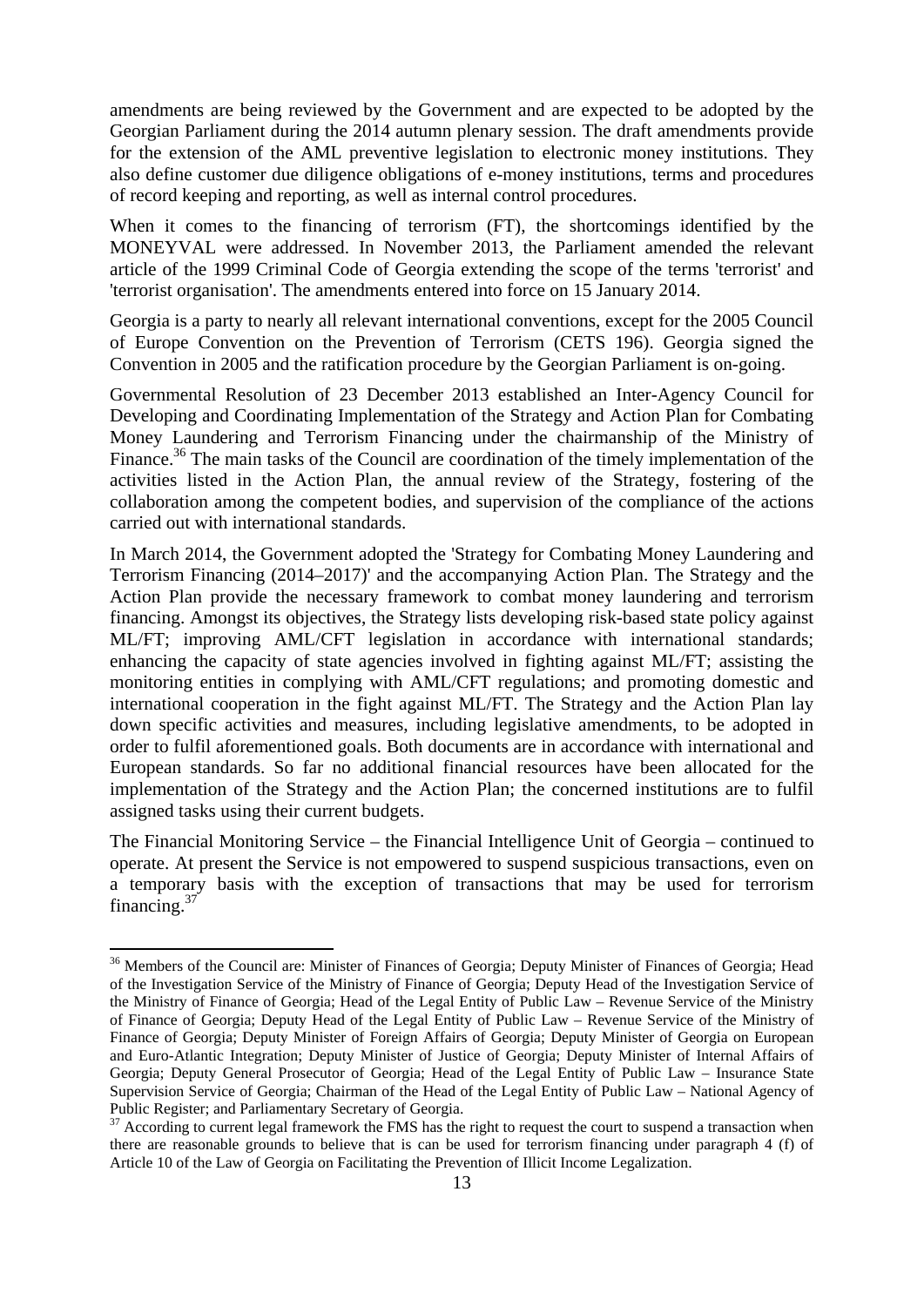amendments are being reviewed by the Government and are expected to be adopted by the Georgian Parliament during the 2014 autumn plenary session. The draft amendments provide for the extension of the AML preventive legislation to electronic money institutions. They also define customer due diligence obligations of e-money institutions, terms and procedures of record keeping and reporting, as well as internal control procedures.

When it comes to the financing of terrorism (FT), the shortcomings identified by the MONEYVAL were addressed. In November 2013, the Parliament amended the relevant article of the 1999 Criminal Code of Georgia extending the scope of the terms 'terrorist' and 'terrorist organisation'. The amendments entered into force on 15 January 2014.

Georgia is a party to nearly all relevant international conventions, except for the 2005 Council of Europe Convention on the Prevention of Terrorism (CETS 196). Georgia signed the Convention in 2005 and the ratification procedure by the Georgian Parliament is on-going.

Governmental Resolution of 23 December 2013 established an Inter-Agency Council for Developing and Coordinating Implementation of the Strategy and Action Plan for Combating Money Laundering and Terrorism Financing under the chairmanship of the Ministry of Finance.[36] The main tasks of the Council are coordination of the timely implementation of the activities listed in the Action Plan, the annual review of the Strategy, fostering of the collaboration among the competent bodies, and supervision of the compliance of the actions carried out with international standards.

In March 2014, the Government adopted the 'Strategy for Combating Money Laundering and Terrorism Financing (2014–2017)' and the accompanying Action Plan. The Strategy and the Action Plan provide the necessary framework to combat money laundering and terrorism financing. Amongst its objectives, the Strategy lists developing risk-based state policy against ML/FT; improving AML/CFT legislation in accordance with international standards; enhancing the capacity of state agencies involved in fighting against ML/FT; assisting the monitoring entities in complying with AML/CFT regulations; and promoting domestic and international cooperation in the fight against ML/FT. The Strategy and the Action Plan lay down specific activities and measures, including legislative amendments, to be adopted in order to fulfil aforementioned goals. Both documents are in accordance with international and European standards. So far no additional financial resources have been allocated for the implementation of the Strategy and the Action Plan; the concerned institutions are to fulfil assigned tasks using their current budgets.

The Financial Monitoring Service – the Financial Intelligence Unit of Georgia – continued to operate. At present the Service is not empowered to suspend suspicious transactions, even on a temporary basis with the exception of transactions that may be used for terrorism financing.[37]

---

[36] Members of the Council are: Minister of Finances of Georgia; Deputy Minister of Finances of Georgia; Head of the Investigation Service of the Ministry of Finance of Georgia; Deputy Head of the Investigation Service of the Ministry of Finance of Georgia; Head of the Legal Entity of Public Law – Revenue Service of the Ministry of Finance of Georgia; Deputy Head of the Legal Entity of Public Law – Revenue Service of the Ministry of Finance of Georgia; Deputy Minister of Foreign Affairs of Georgia; Deputy Minister of Georgia on European and Euro-Atlantic Integration; Deputy Minister of Justice of Georgia; Deputy Minister of Internal Affairs of Georgia; Deputy General Prosecutor of Georgia; Head of the Legal Entity of Public Law – Insurance State Supervision Service of Georgia; Chairman of the Head of the Legal Entity of Public Law – National Agency of Public Register; and Parliamentary Secretary of Georgia.

[37] According to current legal framework the FMS has the right to request the court to suspend a transaction when there are reasonable grounds to believe that is can be used for terrorism financing under paragraph 4 (f) of Article 10 of the Law of Georgia on Facilitating the Prevention of Illicit Income Legalization.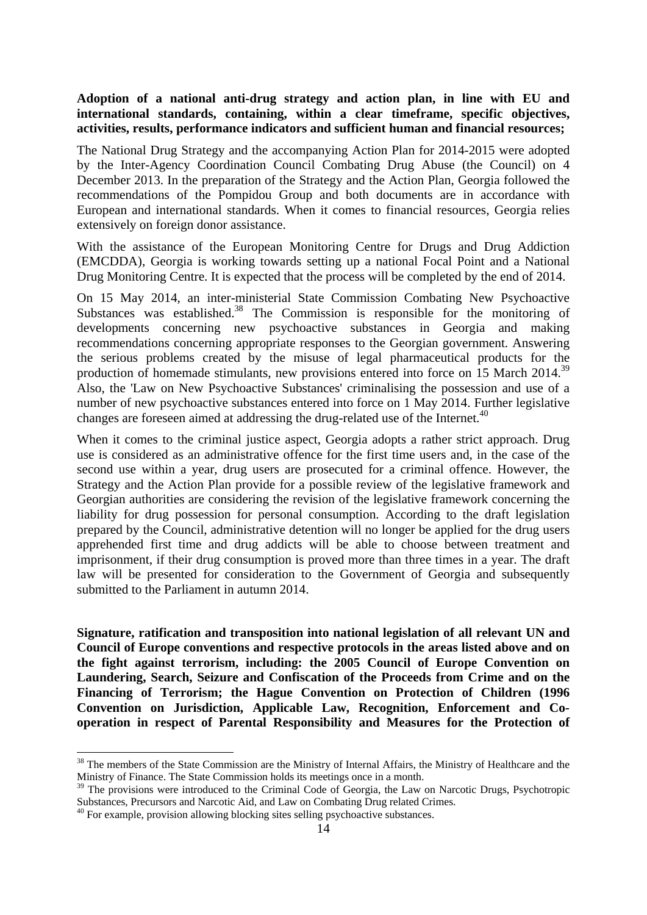**Adoption of a national anti-drug strategy and action plan, in line with EU and international standards, containing, within a clear timeframe, specific objectives, activities, results, performance indicators and sufficient human and financial resources;**

The National Drug Strategy and the accompanying Action Plan for 2014-2015 were adopted by the Inter-Agency Coordination Council Combating Drug Abuse (the Council) on 4 December 2013. In the preparation of the Strategy and the Action Plan, Georgia followed the recommendations of the Pompidou Group and both documents are in accordance with European and international standards. When it comes to financial resources, Georgia relies extensively on foreign donor assistance.

With the assistance of the European Monitoring Centre for Drugs and Drug Addiction (EMCDDA), Georgia is working towards setting up a national Focal Point and a National Drug Monitoring Centre. It is expected that the process will be completed by the end of 2014.

On 15 May 2014, an inter-ministerial State Commission Combating New Psychoactive Substances was established.[38] The Commission is responsible for the monitoring of developments concerning new psychoactive substances in Georgia and making recommendations concerning appropriate responses to the Georgian government. Answering the serious problems created by the misuse of legal pharmaceutical products for the production of homemade stimulants, new provisions entered into force on 15 March 2014.[39] Also, the 'Law on New Psychoactive Substances' criminalising the possession and use of a number of new psychoactive substances entered into force on 1 May 2014. Further legislative changes are foreseen aimed at addressing the drug-related use of the Internet.[40]

When it comes to the criminal justice aspect, Georgia adopts a rather strict approach. Drug use is considered as an administrative offence for the first time users and, in the case of the second use within a year, drug users are prosecuted for a criminal offence. However, the Strategy and the Action Plan provide for a possible review of the legislative framework and Georgian authorities are considering the revision of the legislative framework concerning the liability for drug possession for personal consumption. According to the draft legislation prepared by the Council, administrative detention will no longer be applied for the drug users apprehended first time and drug addicts will be able to choose between treatment and imprisonment, if their drug consumption is proved more than three times in a year. The draft law will be presented for consideration to the Government of Georgia and subsequently submitted to the Parliament in autumn 2014.

**Signature, ratification and transposition into national legislation of all relevant UN and Council of Europe conventions and respective protocols in the areas listed above and on the fight against terrorism, including: the 2005 Council of Europe Convention on Laundering, Search, Seizure and Confiscation of the Proceeds from Crime and on the Financing of Terrorism; the Hague Convention on Protection of Children (1996 Convention on Jurisdiction, Applicable Law, Recognition, Enforcement and Co-operation in respect of Parental Responsibility and Measures for the Protection of**

---

[38] The members of the State Commission are the Ministry of Internal Affairs, the Ministry of Healthcare and the Ministry of Finance. The State Commission holds its meetings once in a month.

[39] The provisions were introduced to the Criminal Code of Georgia, the Law on Narcotic Drugs, Psychotropic Substances, Precursors and Narcotic Aid, and Law on Combating Drug related Crimes.

[40] For example, provision allowing blocking sites selling psychoactive substances.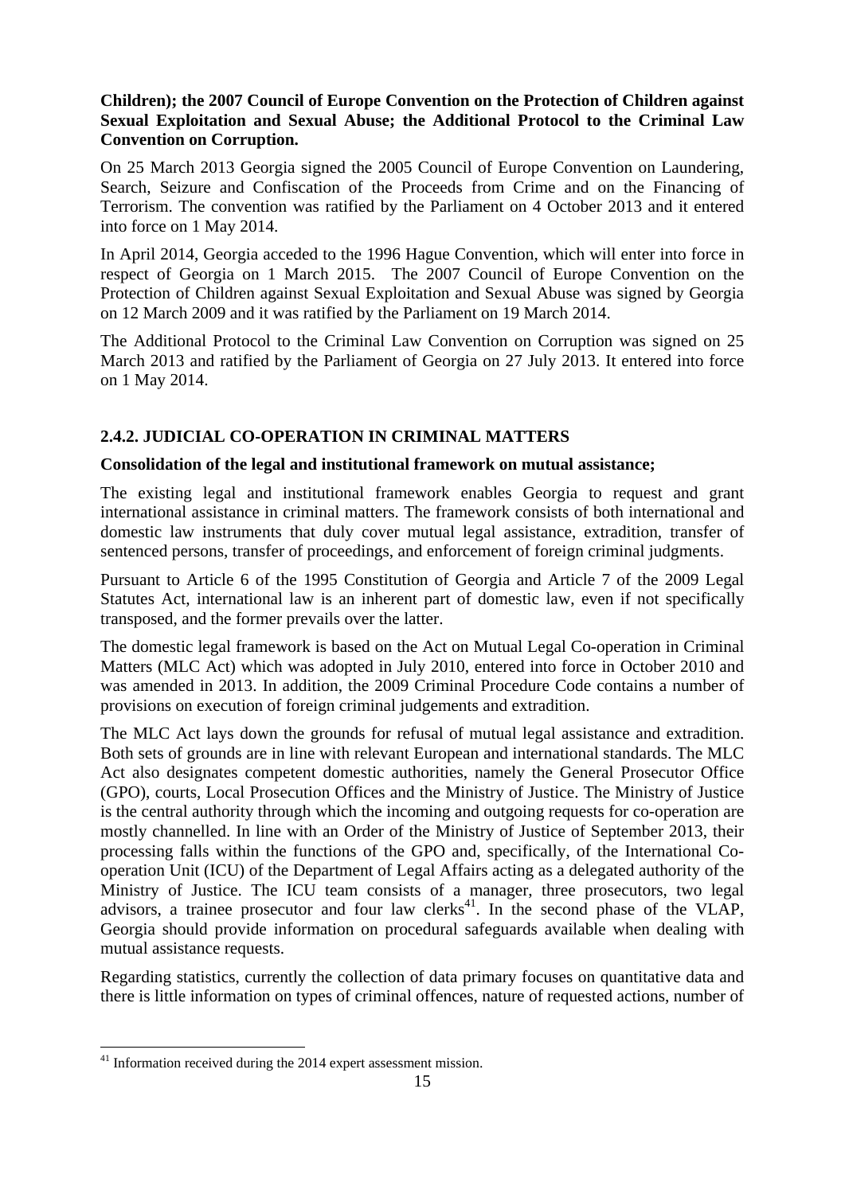**Children); the 2007 Council of Europe Convention on the Protection of Children against Sexual Exploitation and Sexual Abuse; the Additional Protocol to the Criminal Law Convention on Corruption.**

On 25 March 2013 Georgia signed the 2005 Council of Europe Convention on Laundering, Search, Seizure and Confiscation of the Proceeds from Crime and on the Financing of Terrorism. The convention was ratified by the Parliament on 4 October 2013 and it entered into force on 1 May 2014.

In April 2014, Georgia acceded to the 1996 Hague Convention, which will enter into force in respect of Georgia on 1 March 2015. The 2007 Council of Europe Convention on the Protection of Children against Sexual Exploitation and Sexual Abuse was signed by Georgia on 12 March 2009 and it was ratified by the Parliament on 19 March 2014.

The Additional Protocol to the Criminal Law Convention on Corruption was signed on 25 March 2013 and ratified by the Parliament of Georgia on 27 July 2013. It entered into force on 1 May 2014.

### 2.4.2. JUDICIAL CO-OPERATION IN CRIMINAL MATTERS

**Consolidation of the legal and institutional framework on mutual assistance;**

The existing legal and institutional framework enables Georgia to request and grant international assistance in criminal matters. The framework consists of both international and domestic law instruments that duly cover mutual legal assistance, extradition, transfer of sentenced persons, transfer of proceedings, and enforcement of foreign criminal judgments.

Pursuant to Article 6 of the 1995 Constitution of Georgia and Article 7 of the 2009 Legal Statutes Act, international law is an inherent part of domestic law, even if not specifically transposed, and the former prevails over the latter.

The domestic legal framework is based on the Act on Mutual Legal Co-operation in Criminal Matters (MLC Act) which was adopted in July 2010, entered into force in October 2010 and was amended in 2013. In addition, the 2009 Criminal Procedure Code contains a number of provisions on execution of foreign criminal judgements and extradition.

The MLC Act lays down the grounds for refusal of mutual legal assistance and extradition. Both sets of grounds are in line with relevant European and international standards. The MLC Act also designates competent domestic authorities, namely the General Prosecutor Office (GPO), courts, Local Prosecution Offices and the Ministry of Justice. The Ministry of Justice is the central authority through which the incoming and outgoing requests for co-operation are mostly channelled. In line with an Order of the Ministry of Justice of September 2013, their processing falls within the functions of the GPO and, specifically, of the International Co-operation Unit (ICU) of the Department of Legal Affairs acting as a delegated authority of the Ministry of Justice. The ICU team consists of a manager, three prosecutors, two legal advisors, a trainee prosecutor and four law clerks[41]. In the second phase of the VLAP, Georgia should provide information on procedural safeguards available when dealing with mutual assistance requests.

Regarding statistics, currently the collection of data primary focuses on quantitative data and there is little information on types of criminal offences, nature of requested actions, number of

---

[41] Information received during the 2014 expert assessment mission.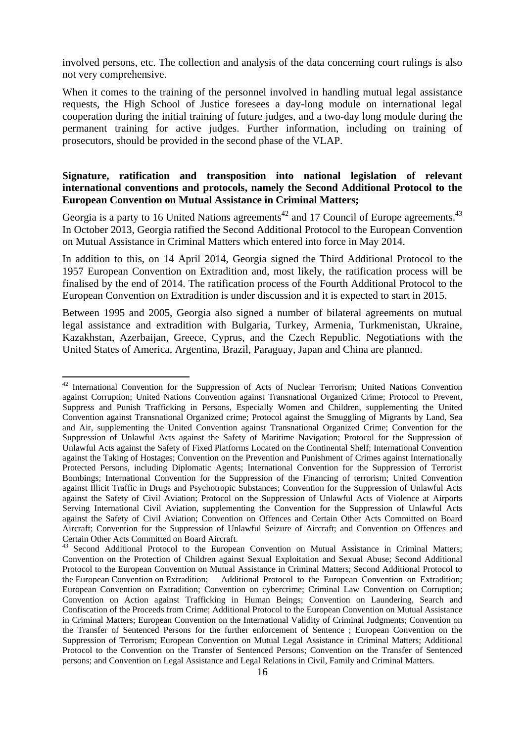involved persons, etc. The collection and analysis of the data concerning court rulings is also not very comprehensive.

When it comes to the training of the personnel involved in handling mutual legal assistance requests, the High School of Justice foresees a day-long module on international legal cooperation during the initial training of future judges, and a two-day long module during the permanent training for active judges. Further information, including on training of prosecutors, should be provided in the second phase of the VLAP.

**Signature, ratification and transposition into national legislation of relevant international conventions and protocols, namely the Second Additional Protocol to the European Convention on Mutual Assistance in Criminal Matters;**

Georgia is a party to 16 United Nations agreements[42] and 17 Council of Europe agreements.[43] In October 2013, Georgia ratified the Second Additional Protocol to the European Convention on Mutual Assistance in Criminal Matters which entered into force in May 2014.

In addition to this, on 14 April 2014, Georgia signed the Third Additional Protocol to the 1957 European Convention on Extradition and, most likely, the ratification process will be finalised by the end of 2014. The ratification process of the Fourth Additional Protocol to the European Convention on Extradition is under discussion and it is expected to start in 2015.

Between 1995 and 2005, Georgia also signed a number of bilateral agreements on mutual legal assistance and extradition with Bulgaria, Turkey, Armenia, Turkmenistan, Ukraine, Kazakhstan, Azerbaijan, Greece, Cyprus, and the Czech Republic. Negotiations with the United States of America, Argentina, Brazil, Paraguay, Japan and China are planned.

---

[42] International Convention for the Suppression of Acts of Nuclear Terrorism; United Nations Convention against Corruption; United Nations Convention against Transnational Organized Crime; Protocol to Prevent, Suppress and Punish Trafficking in Persons, Especially Women and Children, supplementing the United Convention against Transnational Organized crime; Protocol against the Smuggling of Migrants by Land, Sea and Air, supplementing the United Convention against Transnational Organized Crime; Convention for the Suppression of Unlawful Acts against the Safety of Maritime Navigation; Protocol for the Suppression of Unlawful Acts against the Safety of Fixed Platforms Located on the Continental Shelf; International Convention against the Taking of Hostages; Convention on the Prevention and Punishment of Crimes against Internationally Protected Persons, including Diplomatic Agents; International Convention for the Suppression of Terrorist Bombings; International Convention for the Suppression of the Financing of terrorism; United Convention against Illicit Traffic in Drugs and Psychotropic Substances; Convention for the Suppression of Unlawful Acts against the Safety of Civil Aviation; Protocol on the Suppression of Unlawful Acts of Violence at Airports Serving International Civil Aviation, supplementing the Convention for the Suppression of Unlawful Acts against the Safety of Civil Aviation; Convention on Offences and Certain Other Acts Committed on Board Aircraft; Convention for the Suppression of Unlawful Seizure of Aircraft; and Convention on Offences and Certain Other Acts Committed on Board Aircraft.

[43] Second Additional Protocol to the European Convention on Mutual Assistance in Criminal Matters; Convention on the Protection of Children against Sexual Exploitation and Sexual Abuse; Second Additional Protocol to the European Convention on Mutual Assistance in Criminal Matters; Second Additional Protocol to the European Convention on Extradition; Additional Protocol to the European Convention on Extradition; European Convention on Extradition; Convention on cybercrime; Criminal Law Convention on Corruption; Convention on Action against Trafficking in Human Beings; Convention on Laundering, Search and Confiscation of the Proceeds from Crime; Additional Protocol to the European Convention on Mutual Assistance in Criminal Matters; European Convention on the International Validity of Criminal Judgments; Convention on the Transfer of Sentenced Persons for the further enforcement of Sentence ; European Convention on the Suppression of Terrorism; European Convention on Mutual Legal Assistance in Criminal Matters; Additional Protocol to the Convention on the Transfer of Sentenced Persons; Convention on the Transfer of Sentenced persons; and Convention on Legal Assistance and Legal Relations in Civil, Family and Criminal Matters.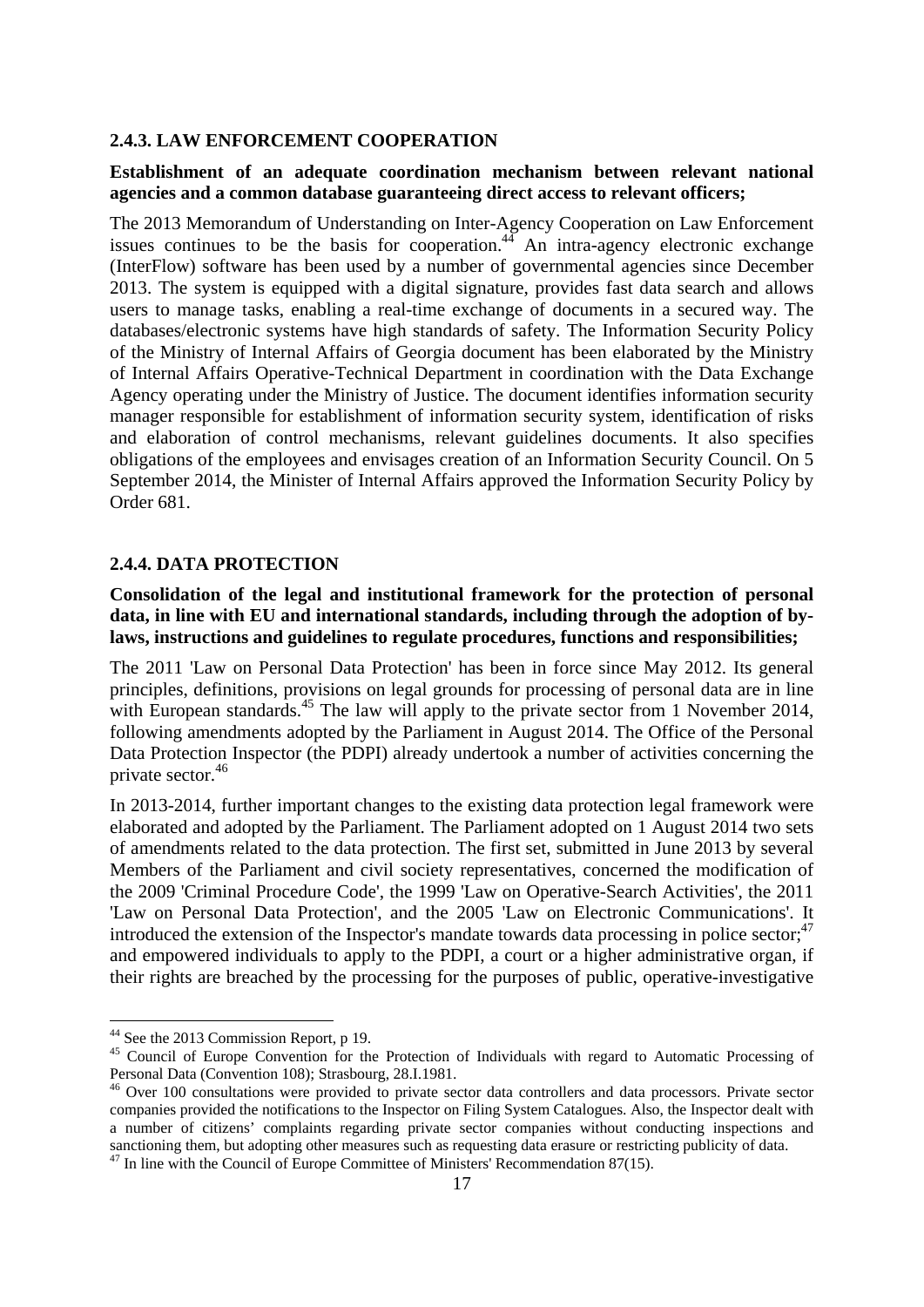### 2.4.3. LAW ENFORCEMENT COOPERATION

**Establishment of an adequate coordination mechanism between relevant national agencies and a common database guaranteeing direct access to relevant officers;**

The 2013 Memorandum of Understanding on Inter-Agency Cooperation on Law Enforcement issues continues to be the basis for cooperation.[44] An intra-agency electronic exchange (InterFlow) software has been used by a number of governmental agencies since December 2013. The system is equipped with a digital signature, provides fast data search and allows users to manage tasks, enabling a real-time exchange of documents in a secured way. The databases/electronic systems have high standards of safety. The Information Security Policy of the Ministry of Internal Affairs of Georgia document has been elaborated by the Ministry of Internal Affairs Operative-Technical Department in coordination with the Data Exchange Agency operating under the Ministry of Justice. The document identifies information security manager responsible for establishment of information security system, identification of risks and elaboration of control mechanisms, relevant guidelines documents. It also specifies obligations of the employees and envisages creation of an Information Security Council. On 5 September 2014, the Minister of Internal Affairs approved the Information Security Policy by Order 681.

### 2.4.4. DATA PROTECTION

**Consolidation of the legal and institutional framework for the protection of personal data, in line with EU and international standards, including through the adoption of by-laws, instructions and guidelines to regulate procedures, functions and responsibilities;**

The 2011 'Law on Personal Data Protection' has been in force since May 2012. Its general principles, definitions, provisions on legal grounds for processing of personal data are in line with European standards.[45] The law will apply to the private sector from 1 November 2014, following amendments adopted by the Parliament in August 2014. The Office of the Personal Data Protection Inspector (the PDPI) already undertook a number of activities concerning the private sector.[46]

In 2013-2014, further important changes to the existing data protection legal framework were elaborated and adopted by the Parliament. The Parliament adopted on 1 August 2014 two sets of amendments related to the data protection. The first set, submitted in June 2013 by several Members of the Parliament and civil society representatives, concerned the modification of the 2009 'Criminal Procedure Code', the 1999 'Law on Operative-Search Activities', the 2011 'Law on Personal Data Protection', and the 2005 'Law on Electronic Communications'. It introduced the extension of the Inspector's mandate towards data processing in police sector;[47] and empowered individuals to apply to the PDPI, a court or a higher administrative organ, if their rights are breached by the processing for the purposes of public, operative-investigative

---

[44] See the 2013 Commission Report, p 19.

[45] Council of Europe Convention for the Protection of Individuals with regard to Automatic Processing of Personal Data (Convention 108); Strasbourg, 28.I.1981.

[46] Over 100 consultations were provided to private sector data controllers and data processors. Private sector companies provided the notifications to the Inspector on Filing System Catalogues. Also, the Inspector dealt with a number of citizens' complaints regarding private sector companies without conducting inspections and sanctioning them, but adopting other measures such as requesting data erasure or restricting publicity of data.

[47] In line with the Council of Europe Committee of Ministers' Recommendation 87(15).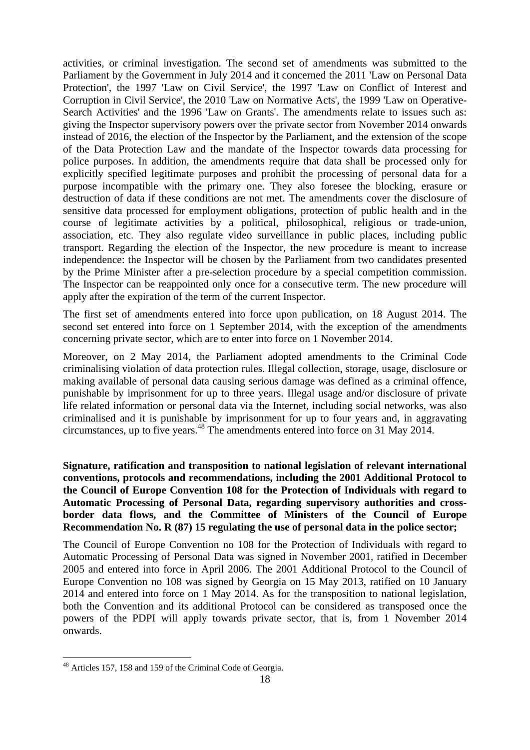activities, or criminal investigation. The second set of amendments was submitted to the Parliament by the Government in July 2014 and it concerned the 2011 'Law on Personal Data Protection', the 1997 'Law on Civil Service', the 1997 'Law on Conflict of Interest and Corruption in Civil Service', the 2010 'Law on Normative Acts', the 1999 'Law on Operative-Search Activities' and the 1996 'Law on Grants'. The amendments relate to issues such as: giving the Inspector supervisory powers over the private sector from November 2014 onwards instead of 2016, the election of the Inspector by the Parliament, and the extension of the scope of the Data Protection Law and the mandate of the Inspector towards data processing for police purposes. In addition, the amendments require that data shall be processed only for explicitly specified legitimate purposes and prohibit the processing of personal data for a purpose incompatible with the primary one. They also foresee the blocking, erasure or destruction of data if these conditions are not met. The amendments cover the disclosure of sensitive data processed for employment obligations, protection of public health and in the course of legitimate activities by a political, philosophical, religious or trade-union, association, etc. They also regulate video surveillance in public places, including public transport. Regarding the election of the Inspector, the new procedure is meant to increase independence: the Inspector will be chosen by the Parliament from two candidates presented by the Prime Minister after a pre-selection procedure by a special competition commission. The Inspector can be reappointed only once for a consecutive term. The new procedure will apply after the expiration of the term of the current Inspector.

The first set of amendments entered into force upon publication, on 18 August 2014. The second set entered into force on 1 September 2014, with the exception of the amendments concerning private sector, which are to enter into force on 1 November 2014.

Moreover, on 2 May 2014, the Parliament adopted amendments to the Criminal Code criminalising violation of data protection rules. Illegal collection, storage, usage, disclosure or making available of personal data causing serious damage was defined as a criminal offence, punishable by imprisonment for up to three years. Illegal usage and/or disclosure of private life related information or personal data via the Internet, including social networks, was also criminalised and it is punishable by imprisonment for up to four years and, in aggravating circumstances, up to five years.[48] The amendments entered into force on 31 May 2014.

**Signature, ratification and transposition to national legislation of relevant international conventions, protocols and recommendations, including the 2001 Additional Protocol to the Council of Europe Convention 108 for the Protection of Individuals with regard to Automatic Processing of Personal Data, regarding supervisory authorities and cross-border data flows, and the Committee of Ministers of the Council of Europe Recommendation No. R (87) 15 regulating the use of personal data in the police sector;**

The Council of Europe Convention no 108 for the Protection of Individuals with regard to Automatic Processing of Personal Data was signed in November 2001, ratified in December 2005 and entered into force in April 2006. The 2001 Additional Protocol to the Council of Europe Convention no 108 was signed by Georgia on 15 May 2013, ratified on 10 January 2014 and entered into force on 1 May 2014. As for the transposition to national legislation, both the Convention and its additional Protocol can be considered as transposed once the powers of the PDPI will apply towards private sector, that is, from 1 November 2014 onwards.

[48] Articles 157, 158 and 159 of the Criminal Code of Georgia.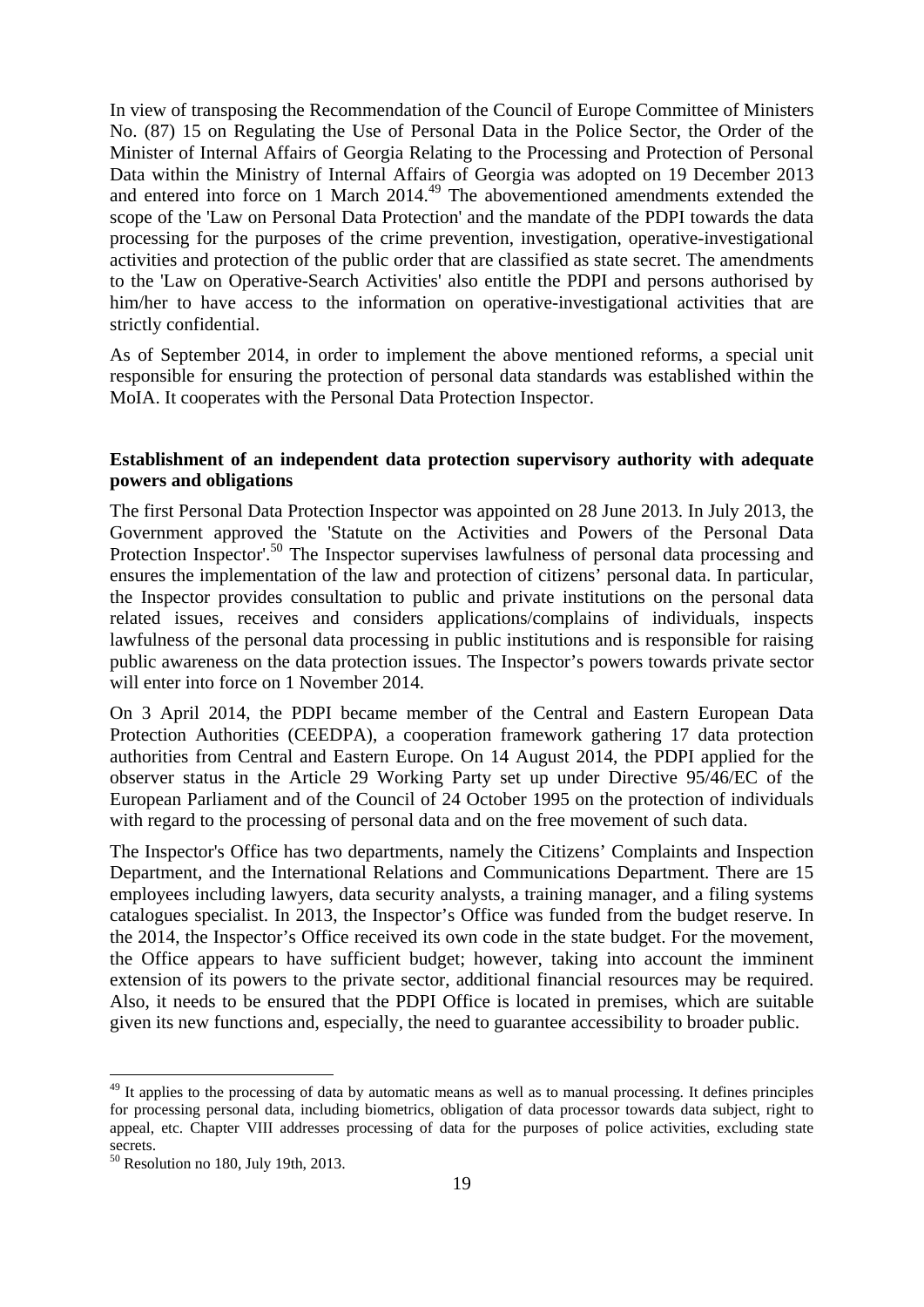In view of transposing the Recommendation of the Council of Europe Committee of Ministers No. (87) 15 on Regulating the Use of Personal Data in the Police Sector, the Order of the Minister of Internal Affairs of Georgia Relating to the Processing and Protection of Personal Data within the Ministry of Internal Affairs of Georgia was adopted on 19 December 2013 and entered into force on 1 March 2014.[49] The abovementioned amendments extended the scope of the 'Law on Personal Data Protection' and the mandate of the PDPI towards the data processing for the purposes of the crime prevention, investigation, operative-investigational activities and protection of the public order that are classified as state secret. The amendments to the 'Law on Operative-Search Activities' also entitle the PDPI and persons authorised by him/her to have access to the information on operative-investigational activities that are strictly confidential.

As of September 2014, in order to implement the above mentioned reforms, a special unit responsible for ensuring the protection of personal data standards was established within the MoIA. It cooperates with the Personal Data Protection Inspector.

**Establishment of an independent data protection supervisory authority with adequate powers and obligations**

The first Personal Data Protection Inspector was appointed on 28 June 2013. In July 2013, the Government approved the 'Statute on the Activities and Powers of the Personal Data Protection Inspector'.[50] The Inspector supervises lawfulness of personal data processing and ensures the implementation of the law and protection of citizens' personal data. In particular, the Inspector provides consultation to public and private institutions on the personal data related issues, receives and considers applications/complains of individuals, inspects lawfulness of the personal data processing in public institutions and is responsible for raising public awareness on the data protection issues. The Inspector's powers towards private sector will enter into force on 1 November 2014.

On 3 April 2014, the PDPI became member of the Central and Eastern European Data Protection Authorities (CEEDPA), a cooperation framework gathering 17 data protection authorities from Central and Eastern Europe. On 14 August 2014, the PDPI applied for the observer status in the Article 29 Working Party set up under Directive 95/46/EC of the European Parliament and of the Council of 24 October 1995 on the protection of individuals with regard to the processing of personal data and on the free movement of such data.

The Inspector's Office has two departments, namely the Citizens' Complaints and Inspection Department, and the International Relations and Communications Department. There are 15 employees including lawyers, data security analysts, a training manager, and a filing systems catalogues specialist. In 2013, the Inspector's Office was funded from the budget reserve. In the 2014, the Inspector's Office received its own code in the state budget. For the movement, the Office appears to have sufficient budget; however, taking into account the imminent extension of its powers to the private sector, additional financial resources may be required. Also, it needs to be ensured that the PDPI Office is located in premises, which are suitable given its new functions and, especially, the need to guarantee accessibility to broader public.

---

[49] It applies to the processing of data by automatic means as well as to manual processing. It defines principles for processing personal data, including biometrics, obligation of data processor towards data subject, right to appeal, etc. Chapter VIII addresses processing of data for the purposes of police activities, excluding state secrets.

[50] Resolution no 180, July 19th, 2013.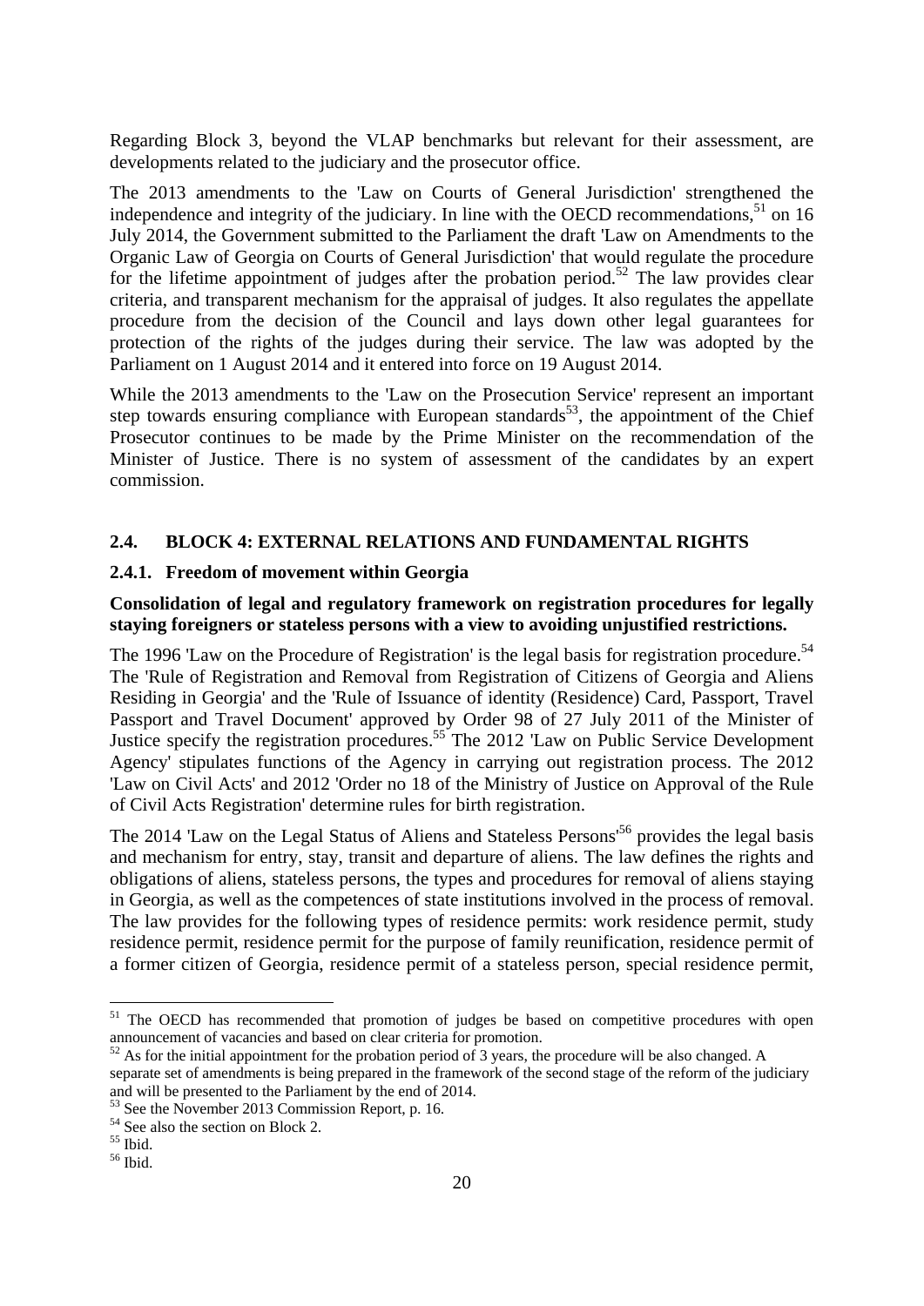Regarding Block 3, beyond the VLAP benchmarks but relevant for their assessment, are developments related to the judiciary and the prosecutor office.

The 2013 amendments to the 'Law on Courts of General Jurisdiction' strengthened the independence and integrity of the judiciary. In line with the OECD recommendations,[51] on 16 July 2014, the Government submitted to the Parliament the draft 'Law on Amendments to the Organic Law of Georgia on Courts of General Jurisdiction' that would regulate the procedure for the lifetime appointment of judges after the probation period.[52] The law provides clear criteria, and transparent mechanism for the appraisal of judges. It also regulates the appellate procedure from the decision of the Council and lays down other legal guarantees for protection of the rights of the judges during their service. The law was adopted by the Parliament on 1 August 2014 and it entered into force on 19 August 2014.

While the 2013 amendments to the 'Law on the Prosecution Service' represent an important step towards ensuring compliance with European standards[53], the appointment of the Chief Prosecutor continues to be made by the Prime Minister on the recommendation of the Minister of Justice. There is no system of assessment of the candidates by an expert commission.

## 2.4. BLOCK 4: EXTERNAL RELATIONS AND FUNDAMENTAL RIGHTS

### 2.4.1. Freedom of movement within Georgia

**Consolidation of legal and regulatory framework on registration procedures for legally staying foreigners or stateless persons with a view to avoiding unjustified restrictions.**

The 1996 'Law on the Procedure of Registration' is the legal basis for registration procedure.[54] The 'Rule of Registration and Removal from Registration of Citizens of Georgia and Aliens Residing in Georgia' and the 'Rule of Issuance of identity (Residence) Card, Passport, Travel Passport and Travel Document' approved by Order 98 of 27 July 2011 of the Minister of Justice specify the registration procedures.[55] The 2012 'Law on Public Service Development Agency' stipulates functions of the Agency in carrying out registration process. The 2012 'Law on Civil Acts' and 2012 'Order no 18 of the Ministry of Justice on Approval of the Rule of Civil Acts Registration' determine rules for birth registration.

The 2014 'Law on the Legal Status of Aliens and Stateless Persons'[56] provides the legal basis and mechanism for entry, stay, transit and departure of aliens. The law defines the rights and obligations of aliens, stateless persons, the types and procedures for removal of aliens staying in Georgia, as well as the competences of state institutions involved in the process of removal. The law provides for the following types of residence permits: work residence permit, study residence permit, residence permit for the purpose of family reunification, residence permit of a former citizen of Georgia, residence permit of a stateless person, special residence permit,

---

[51] The OECD has recommended that promotion of judges be based on competitive procedures with open announcement of vacancies and based on clear criteria for promotion.

[52] As for the initial appointment for the probation period of 3 years, the procedure will be also changed. A separate set of amendments is being prepared in the framework of the second stage of the reform of the judiciary and will be presented to the Parliament by the end of 2014.

[53] See the November 2013 Commission Report, p. 16.

[54] See also the section on Block 2.

[55] Ibid.

[56] Ibid.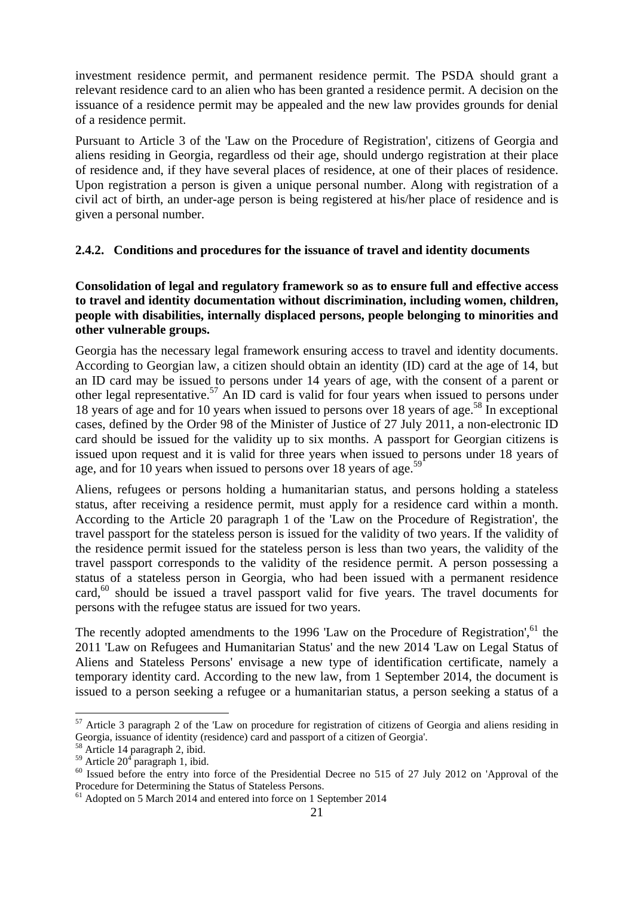investment residence permit, and permanent residence permit. The PSDA should grant a relevant residence card to an alien who has been granted a residence permit. A decision on the issuance of a residence permit may be appealed and the new law provides grounds for denial of a residence permit.

Pursuant to Article 3 of the 'Law on the Procedure of Registration', citizens of Georgia and aliens residing in Georgia, regardless od their age, should undergo registration at their place of residence and, if they have several places of residence, at one of their places of residence. Upon registration a person is given a unique personal number. Along with registration of a civil act of birth, an under-age person is being registered at his/her place of residence and is given a personal number.

### 2.4.2. Conditions and procedures for the issuance of travel and identity documents

**Consolidation of legal and regulatory framework so as to ensure full and effective access to travel and identity documentation without discrimination, including women, children, people with disabilities, internally displaced persons, people belonging to minorities and other vulnerable groups.**

Georgia has the necessary legal framework ensuring access to travel and identity documents. According to Georgian law, a citizen should obtain an identity (ID) card at the age of 14, but an ID card may be issued to persons under 14 years of age, with the consent of a parent or other legal representative.[57] An ID card is valid for four years when issued to persons under 18 years of age and for 10 years when issued to persons over 18 years of age.[58] In exceptional cases, defined by the Order 98 of the Minister of Justice of 27 July 2011, a non-electronic ID card should be issued for the validity up to six months. A passport for Georgian citizens is issued upon request and it is valid for three years when issued to persons under 18 years of age, and for 10 years when issued to persons over 18 years of age.[59]

Aliens, refugees or persons holding a humanitarian status, and persons holding a stateless status, after receiving a residence permit, must apply for a residence card within a month. According to the Article 20 paragraph 1 of the 'Law on the Procedure of Registration', the travel passport for the stateless person is issued for the validity of two years. If the validity of the residence permit issued for the stateless person is less than two years, the validity of the travel passport corresponds to the validity of the residence permit. A person possessing a status of a stateless person in Georgia, who had been issued with a permanent residence card,[60] should be issued a travel passport valid for five years. The travel documents for persons with the refugee status are issued for two years.

The recently adopted amendments to the 1996 'Law on the Procedure of Registration',[61] the 2011 'Law on Refugees and Humanitarian Status' and the new 2014 'Law on Legal Status of Aliens and Stateless Persons' envisage a new type of identification certificate, namely a temporary identity card. According to the new law, from 1 September 2014, the document is issued to a person seeking a refugee or a humanitarian status, a person seeking a status of a

---

[57] Article 3 paragraph 2 of the 'Law on procedure for registration of citizens of Georgia and aliens residing in Georgia, issuance of identity (residence) card and passport of a citizen of Georgia'.

[58] Article 14 paragraph 2, ibid.

[59] Article 20$^4$ paragraph 1, ibid.

[60] Issued before the entry into force of the Presidential Decree no 515 of 27 July 2012 on 'Approval of the Procedure for Determining the Status of Stateless Persons.

[61] Adopted on 5 March 2014 and entered into force on 1 September 2014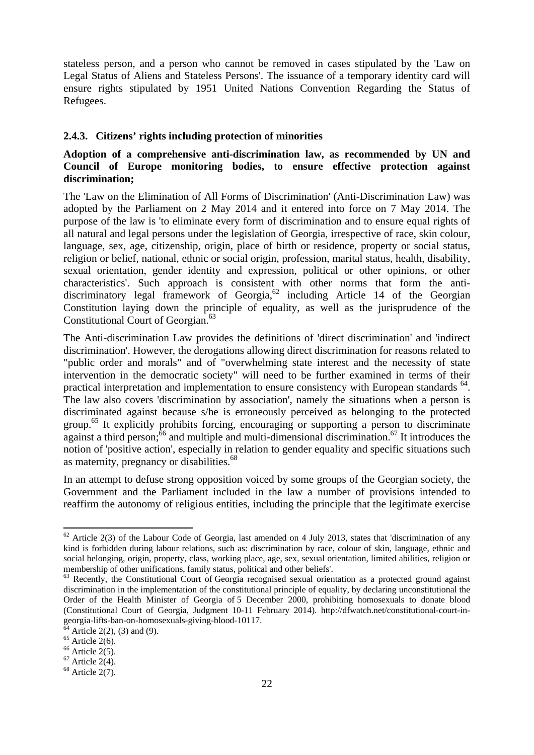stateless person, and a person who cannot be removed in cases stipulated by the 'Law on Legal Status of Aliens and Stateless Persons'. The issuance of a temporary identity card will ensure rights stipulated by 1951 United Nations Convention Regarding the Status of Refugees.

### 2.4.3. Citizens' rights including protection of minorities

**Adoption of a comprehensive anti-discrimination law, as recommended by UN and Council of Europe monitoring bodies, to ensure effective protection against discrimination;**

The 'Law on the Elimination of All Forms of Discrimination' (Anti-Discrimination Law) was adopted by the Parliament on 2 May 2014 and it entered into force on 7 May 2014. The purpose of the law is 'to eliminate every form of discrimination and to ensure equal rights of all natural and legal persons under the legislation of Georgia, irrespective of race, skin colour, language, sex, age, citizenship, origin, place of birth or residence, property or social status, religion or belief, national, ethnic or social origin, profession, marital status, health, disability, sexual orientation, gender identity and expression, political or other opinions, or other characteristics'. Such approach is consistent with other norms that form the anti-discriminatory legal framework of Georgia,[62] including Article 14 of the Georgian Constitution laying down the principle of equality, as well as the jurisprudence of the Constitutional Court of Georgian.[63]

The Anti-discrimination Law provides the definitions of 'direct discrimination' and 'indirect discrimination'. However, the derogations allowing direct discrimination for reasons related to "public order and morals" and of "overwhelming state interest and the necessity of state intervention in the democratic society" will need to be further examined in terms of their practical interpretation and implementation to ensure consistency with European standards [64]. The law also covers 'discrimination by association', namely the situations when a person is discriminated against because s/he is erroneously perceived as belonging to the protected group.[65] It explicitly prohibits forcing, encouraging or supporting a person to discriminate against a third person;[66] and multiple and multi-dimensional discrimination.[67] It introduces the notion of 'positive action', especially in relation to gender equality and specific situations such as maternity, pregnancy or disabilities.[68]

In an attempt to defuse strong opposition voiced by some groups of the Georgian society, the Government and the Parliament included in the law a number of provisions intended to reaffirm the autonomy of religious entities, including the principle that the legitimate exercise

---

[62] Article 2(3) of the Labour Code of Georgia, last amended on 4 July 2013, states that 'discrimination of any kind is forbidden during labour relations, such as: discrimination by race, colour of skin, language, ethnic and social belonging, origin, property, class, working place, age, sex, sexual orientation, limited abilities, religion or membership of other unifications, family status, political and other beliefs'.

[63] Recently, the Constitutional Court of Georgia recognised sexual orientation as a protected ground against discrimination in the implementation of the constitutional principle of equality, by declaring unconstitutional the Order of the Health Minister of Georgia of 5 December 2000, prohibiting homosexuals to donate blood (Constitutional Court of Georgia, Judgment 10-11 February 2014). http://dfwatch.net/constitutional-court-in-georgia-lifts-ban-on-homosexuals-giving-blood-10117.

[64] Article 2(2), (3) and (9).

[65] Article 2(6).

[66] Article 2(5).

[67] Article 2(4).

[68] Article 2(7).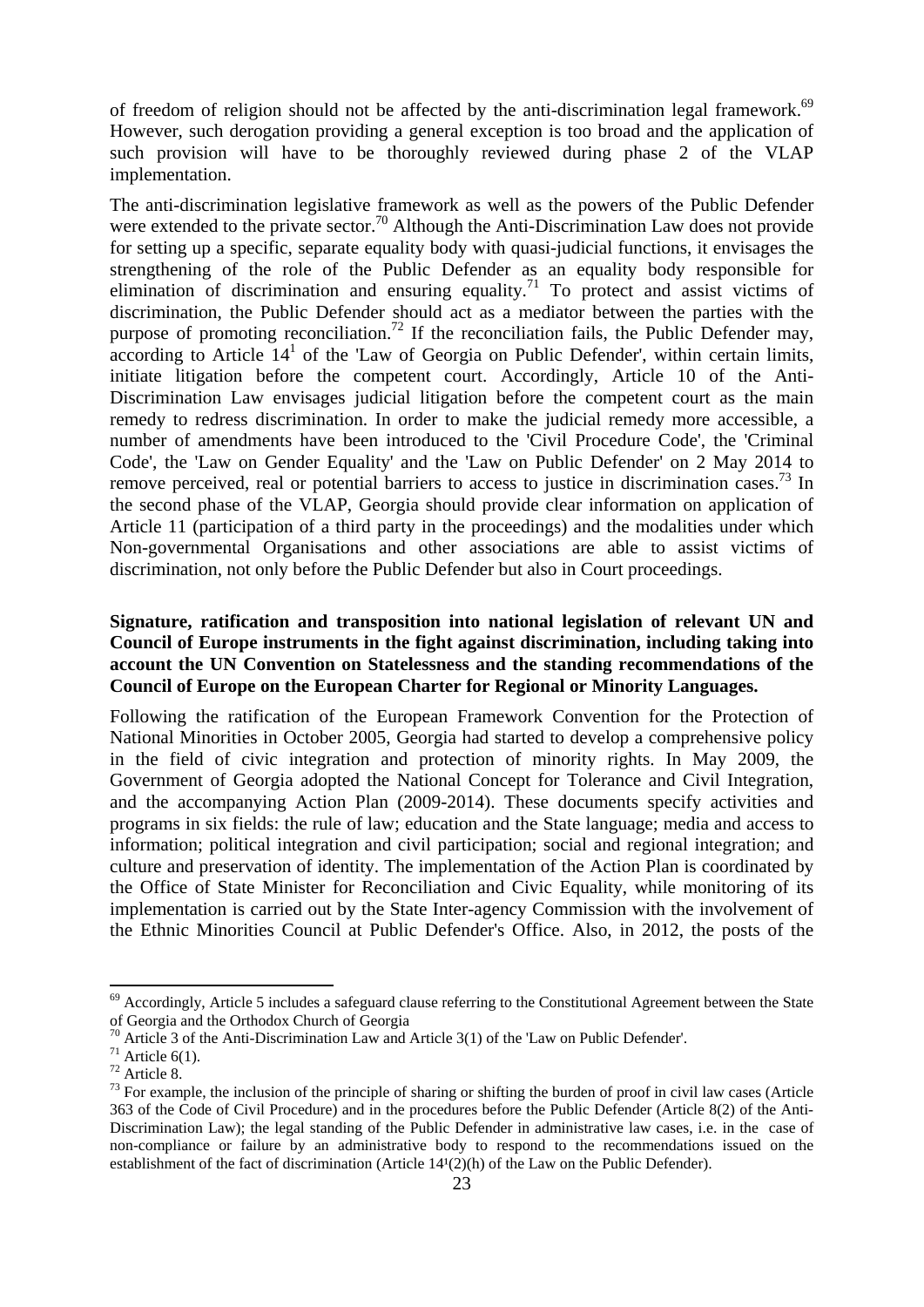of freedom of religion should not be affected by the anti-discrimination legal framework.[69] However, such derogation providing a general exception is too broad and the application of such provision will have to be thoroughly reviewed during phase 2 of the VLAP implementation.

The anti-discrimination legislative framework as well as the powers of the Public Defender were extended to the private sector.[70] Although the Anti-Discrimination Law does not provide for setting up a specific, separate equality body with quasi-judicial functions, it envisages the strengthening of the role of the Public Defender as an equality body responsible for elimination of discrimination and ensuring equality.[71] To protect and assist victims of discrimination, the Public Defender should act as a mediator between the parties with the purpose of promoting reconciliation.[72] If the reconciliation fails, the Public Defender may, according to Article $14^1$ of the 'Law of Georgia on Public Defender', within certain limits, initiate litigation before the competent court. Accordingly, Article 10 of the Anti-Discrimination Law envisages judicial litigation before the competent court as the main remedy to redress discrimination. In order to make the judicial remedy more accessible, a number of amendments have been introduced to the 'Civil Procedure Code', the 'Criminal Code', the 'Law on Gender Equality' and the 'Law on Public Defender' on 2 May 2014 to remove perceived, real or potential barriers to access to justice in discrimination cases.[73] In the second phase of the VLAP, Georgia should provide clear information on application of Article 11 (participation of a third party in the proceedings) and the modalities under which Non-governmental Organisations and other associations are able to assist victims of discrimination, not only before the Public Defender but also in Court proceedings.

**Signature, ratification and transposition into national legislation of relevant UN and Council of Europe instruments in the fight against discrimination, including taking into account the UN Convention on Statelessness and the standing recommendations of the Council of Europe on the European Charter for Regional or Minority Languages.**

Following the ratification of the European Framework Convention for the Protection of National Minorities in October 2005, Georgia had started to develop a comprehensive policy in the field of civic integration and protection of minority rights. In May 2009, the Government of Georgia adopted the National Concept for Tolerance and Civil Integration, and the accompanying Action Plan (2009-2014). These documents specify activities and programs in six fields: the rule of law; education and the State language; media and access to information; political integration and civil participation; social and regional integration; and culture and preservation of identity. The implementation of the Action Plan is coordinated by the Office of State Minister for Reconciliation and Civic Equality, while monitoring of its implementation is carried out by the State Inter-agency Commission with the involvement of the Ethnic Minorities Council at Public Defender's Office. Also, in 2012, the posts of the

---

[69] Accordingly, Article 5 includes a safeguard clause referring to the Constitutional Agreement between the State of Georgia and the Orthodox Church of Georgia

[70] Article 3 of the Anti-Discrimination Law and Article 3(1) of the 'Law on Public Defender'.

[71] Article 6(1).

[72] Article 8.

[73] For example, the inclusion of the principle of sharing or shifting the burden of proof in civil law cases (Article 363 of the Code of Civil Procedure) and in the procedures before the Public Defender (Article 8(2) of the Anti-Discrimination Law); the legal standing of the Public Defender in administrative law cases, i.e. in the case of non-compliance or failure by an administrative body to respond to the recommendations issued on the establishment of the fact of discrimination (Article $14^1(2)(h)$ of the Law on the Public Defender).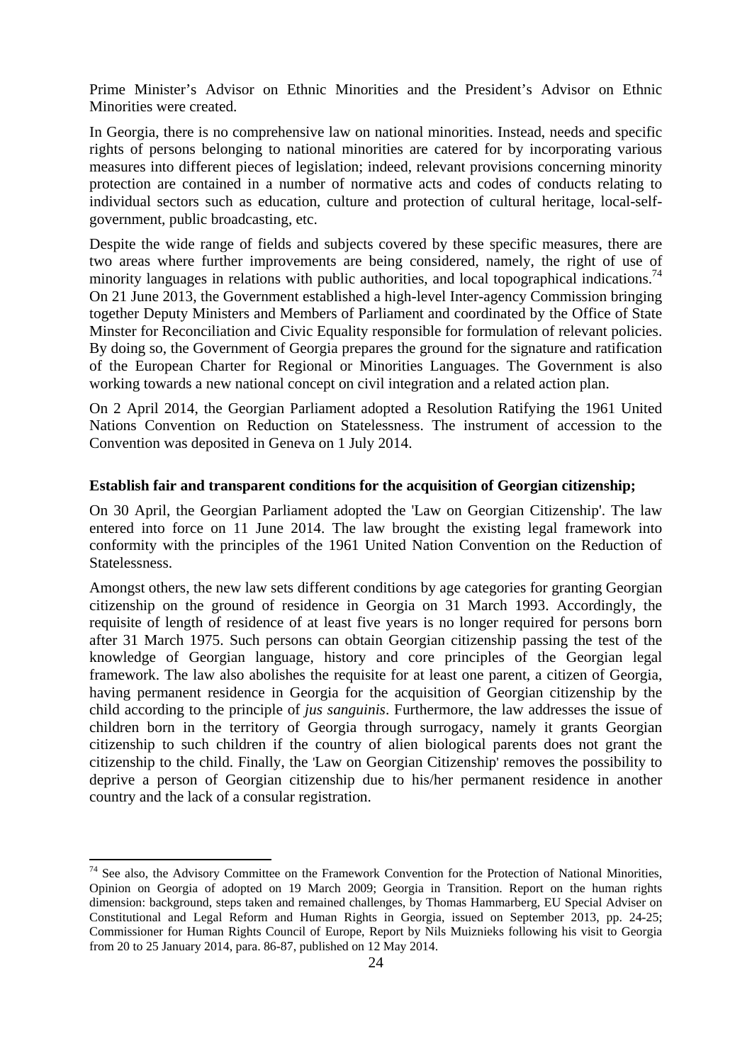Prime Minister's Advisor on Ethnic Minorities and the President's Advisor on Ethnic Minorities were created.

In Georgia, there is no comprehensive law on national minorities. Instead, needs and specific rights of persons belonging to national minorities are catered for by incorporating various measures into different pieces of legislation; indeed, relevant provisions concerning minority protection are contained in a number of normative acts and codes of conducts relating to individual sectors such as education, culture and protection of cultural heritage, local-self-government, public broadcasting, etc.

Despite the wide range of fields and subjects covered by these specific measures, there are two areas where further improvements are being considered, namely, the right of use of minority languages in relations with public authorities, and local topographical indications.[74] On 21 June 2013, the Government established a high-level Inter-agency Commission bringing together Deputy Ministers and Members of Parliament and coordinated by the Office of State Minster for Reconciliation and Civic Equality responsible for formulation of relevant policies. By doing so, the Government of Georgia prepares the ground for the signature and ratification of the European Charter for Regional or Minorities Languages. The Government is also working towards a new national concept on civil integration and a related action plan.

On 2 April 2014, the Georgian Parliament adopted a Resolution Ratifying the 1961 United Nations Convention on Reduction on Statelessness. The instrument of accession to the Convention was deposited in Geneva on 1 July 2014.

**Establish fair and transparent conditions for the acquisition of Georgian citizenship;**

On 30 April, the Georgian Parliament adopted the 'Law on Georgian Citizenship'. The law entered into force on 11 June 2014. The law brought the existing legal framework into conformity with the principles of the 1961 United Nation Convention on the Reduction of Statelessness.

Amongst others, the new law sets different conditions by age categories for granting Georgian citizenship on the ground of residence in Georgia on 31 March 1993. Accordingly, the requisite of length of residence of at least five years is no longer required for persons born after 31 March 1975. Such persons can obtain Georgian citizenship passing the test of the knowledge of Georgian language, history and core principles of the Georgian legal framework. The law also abolishes the requisite for at least one parent, a citizen of Georgia, having permanent residence in Georgia for the acquisition of Georgian citizenship by the child according to the principle of *jus sanguinis*. Furthermore, the law addresses the issue of children born in the territory of Georgia through surrogacy, namely it grants Georgian citizenship to such children if the country of alien biological parents does not grant the citizenship to the child. Finally, the 'Law on Georgian Citizenship' removes the possibility to deprive a person of Georgian citizenship due to his/her permanent residence in another country and the lack of a consular registration.

---

[74] See also, the Advisory Committee on the Framework Convention for the Protection of National Minorities, Opinion on Georgia of adopted on 19 March 2009; Georgia in Transition. Report on the human rights dimension: background, steps taken and remained challenges, by Thomas Hammarberg, EU Special Adviser on Constitutional and Legal Reform and Human Rights in Georgia, issued on September 2013, pp. 24-25; Commissioner for Human Rights Council of Europe, Report by Nils Muiznieks following his visit to Georgia from 20 to 25 January 2014, para. 86-87, published on 12 May 2014.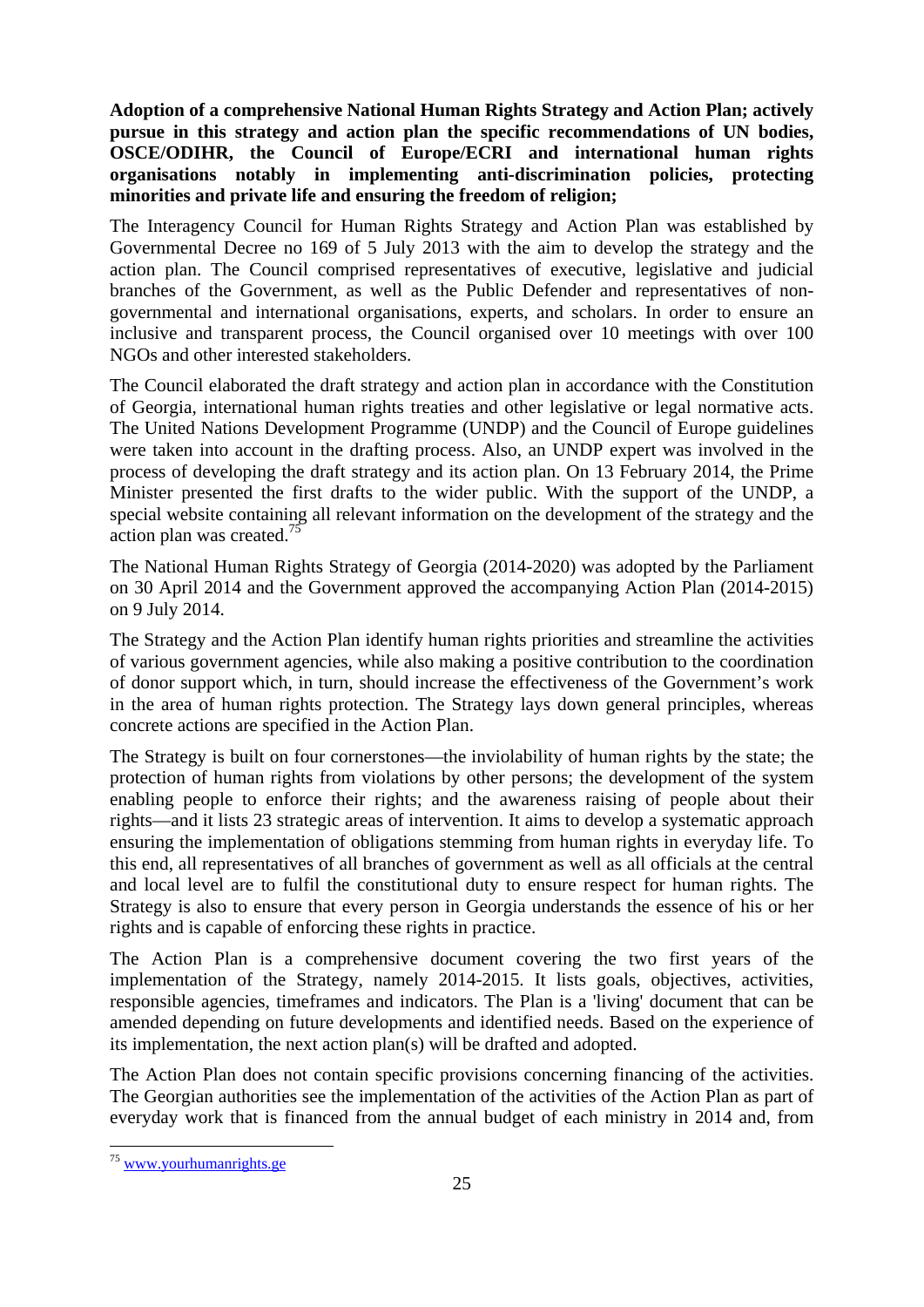**Adoption of a comprehensive National Human Rights Strategy and Action Plan; actively pursue in this strategy and action plan the specific recommendations of UN bodies, OSCE/ODIHR, the Council of Europe/ECRI and international human rights organisations notably in implementing anti-discrimination policies, protecting minorities and private life and ensuring the freedom of religion;**

The Interagency Council for Human Rights Strategy and Action Plan was established by Governmental Decree no 169 of 5 July 2013 with the aim to develop the strategy and the action plan. The Council comprised representatives of executive, legislative and judicial branches of the Government, as well as the Public Defender and representatives of non-governmental and international organisations, experts, and scholars. In order to ensure an inclusive and transparent process, the Council organised over 10 meetings with over 100 NGOs and other interested stakeholders.

The Council elaborated the draft strategy and action plan in accordance with the Constitution of Georgia, international human rights treaties and other legislative or legal normative acts. The United Nations Development Programme (UNDP) and the Council of Europe guidelines were taken into account in the drafting process. Also, an UNDP expert was involved in the process of developing the draft strategy and its action plan. On 13 February 2014, the Prime Minister presented the first drafts to the wider public. With the support of the UNDP, a special website containing all relevant information on the development of the strategy and the action plan was created.[75]

The National Human Rights Strategy of Georgia (2014-2020) was adopted by the Parliament on 30 April 2014 and the Government approved the accompanying Action Plan (2014-2015) on 9 July 2014.

The Strategy and the Action Plan identify human rights priorities and streamline the activities of various government agencies, while also making a positive contribution to the coordination of donor support which, in turn, should increase the effectiveness of the Government's work in the area of human rights protection. The Strategy lays down general principles, whereas concrete actions are specified in the Action Plan.

The Strategy is built on four cornerstones—the inviolability of human rights by the state; the protection of human rights from violations by other persons; the development of the system enabling people to enforce their rights; and the awareness raising of people about their rights—and it lists 23 strategic areas of intervention. It aims to develop a systematic approach ensuring the implementation of obligations stemming from human rights in everyday life. To this end, all representatives of all branches of government as well as all officials at the central and local level are to fulfil the constitutional duty to ensure respect for human rights. The Strategy is also to ensure that every person in Georgia understands the essence of his or her rights and is capable of enforcing these rights in practice.

The Action Plan is a comprehensive document covering the two first years of the implementation of the Strategy, namely 2014-2015. It lists goals, objectives, activities, responsible agencies, timeframes and indicators. The Plan is a 'living' document that can be amended depending on future developments and identified needs. Based on the experience of its implementation, the next action plan(s) will be drafted and adopted.

The Action Plan does not contain specific provisions concerning financing of the activities. The Georgian authorities see the implementation of the activities of the Action Plan as part of everyday work that is financed from the annual budget of each ministry in 2014 and, from

---

[75] www.yourhumanrights.ge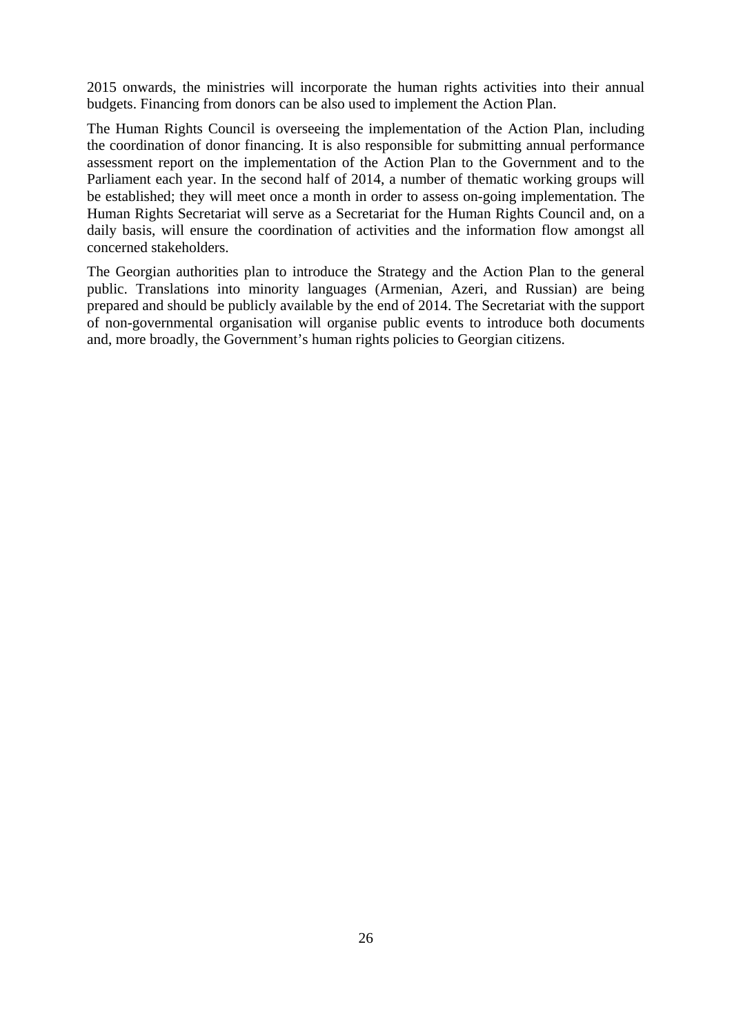2015 onwards, the ministries will incorporate the human rights activities into their annual budgets. Financing from donors can be also used to implement the Action Plan.

The Human Rights Council is overseeing the implementation of the Action Plan, including the coordination of donor financing. It is also responsible for submitting annual performance assessment report on the implementation of the Action Plan to the Government and to the Parliament each year. In the second half of 2014, a number of thematic working groups will be established; they will meet once a month in order to assess on-going implementation. The Human Rights Secretariat will serve as a Secretariat for the Human Rights Council and, on a daily basis, will ensure the coordination of activities and the information flow amongst all concerned stakeholders.

The Georgian authorities plan to introduce the Strategy and the Action Plan to the general public. Translations into minority languages (Armenian, Azeri, and Russian) are being prepared and should be publicly available by the end of 2014. The Secretariat with the support of non-governmental organisation will organise public events to introduce both documents and, more broadly, the Government's human rights policies to Georgian citizens.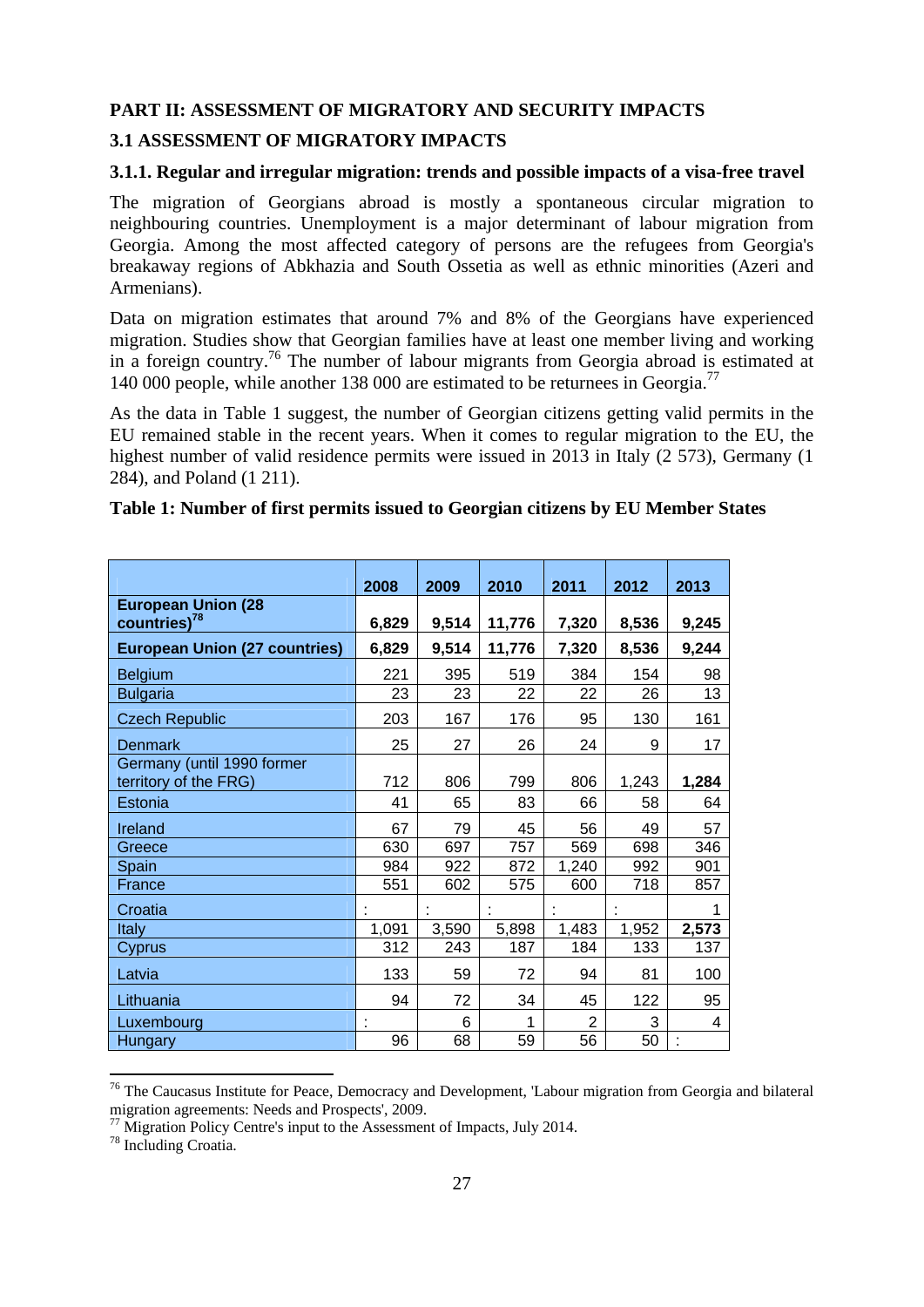## PART II: ASSESSMENT OF MIGRATORY AND SECURITY IMPACTS

### 3.1 ASSESSMENT OF MIGRATORY IMPACTS

#### 3.1.1. Regular and irregular migration: trends and possible impacts of a visa-free travel

The migration of Georgians abroad is mostly a spontaneous circular migration to neighbouring countries. Unemployment is a major determinant of labour migration from Georgia. Among the most affected category of persons are the refugees from Georgia's breakaway regions of Abkhazia and South Ossetia as well as ethnic minorities (Azeri and Armenians).

Data on migration estimates that around 7% and 8% of the Georgians have experienced migration. Studies show that Georgian families have at least one member living and working in a foreign country.[76] The number of labour migrants from Georgia abroad is estimated at 140 000 people, while another 138 000 are estimated to be returnees in Georgia.[77]

As the data in Table 1 suggest, the number of Georgian citizens getting valid permits in the EU remained stable in the recent years. When it comes to regular migration to the EU, the highest number of valid residence permits were issued in 2013 in Italy (2 573), Germany (1 284), and Poland (1 211).

**Table 1: Number of first permits issued to Georgian citizens by EU Member States**

| | 2008 | 2009 | 2010 | 2011 | 2012 | 2013 |
|---|---|---|---|---|---|---|
| **European Union (28 countries)[78]** | **6,829** | **9,514** | **11,776** | **7,320** | **8,536** | **9,245** |
| **European Union (27 countries)** | **6,829** | **9,514** | **11,776** | **7,320** | **8,536** | **9,244** |
| Belgium | 221 | 395 | 519 | 384 | 154 | 98 |
| Bulgaria | 23 | 23 | 22 | 22 | 26 | 13 |
| Czech Republic | 203 | 167 | 176 | 95 | 130 | 161 |
| Denmark | 25 | 27 | 26 | 24 | 9 | 17 |
| Germany (until 1990 former territory of the FRG) | 712 | 806 | 799 | 806 | 1,243 | **1,284** |
| Estonia | 41 | 65 | 83 | 66 | 58 | 64 |
| Ireland | 67 | 79 | 45 | 56 | 49 | 57 |
| Greece | 630 | 697 | 757 | 569 | 698 | 346 |
| Spain | 984 | 922 | 872 | 1,240 | 992 | 901 |
| France | 551 | 602 | 575 | 600 | 718 | 857 |
| Croatia | : | : | : | : | : | 1 |
| Italy | 1,091 | 3,590 | 5,898 | 1,483 | 1,952 | **2,573** |
| Cyprus | 312 | 243 | 187 | 184 | 133 | 137 |
| Latvia | 133 | 59 | 72 | 94 | 81 | 100 |
| Lithuania | 94 | 72 | 34 | 45 | 122 | 95 |
| Luxembourg | : | 6 | 1 | 2 | 3 | 4 |
| Hungary | 96 | 68 | 59 | 56 | 50 | : |

[76] The Caucasus Institute for Peace, Democracy and Development, 'Labour migration from Georgia and bilateral migration agreements: Needs and Prospects', 2009.

[77] Migration Policy Centre's input to the Assessment of Impacts, July 2014.

[78] Including Croatia.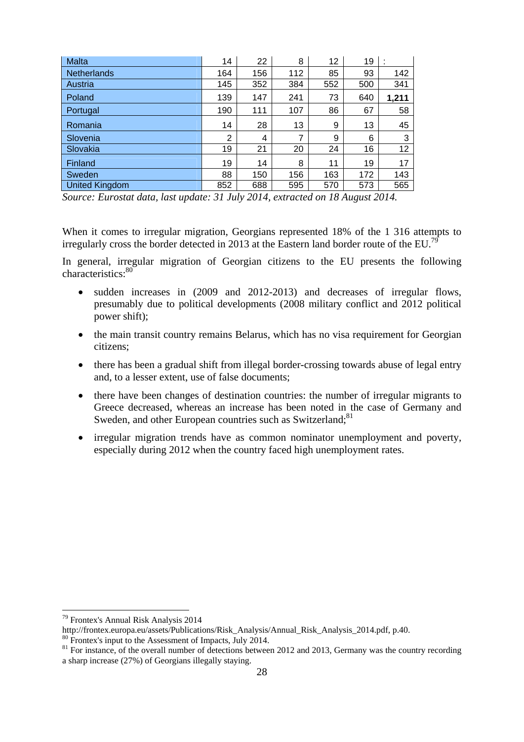| Malta | 14 | 22 | 8 | 12 | 19 | : |
|---|---|---|---|---|---|---|
| Netherlands | 164 | 156 | 112 | 85 | 93 | 142 |
| Austria | 145 | 352 | 384 | 552 | 500 | 341 |
| Poland | 139 | 147 | 241 | 73 | 640 | **1,211** |
| Portugal | 190 | 111 | 107 | 86 | 67 | 58 |
| Romania | 14 | 28 | 13 | 9 | 13 | 45 |
| Slovenia | 2 | 4 | 7 | 9 | 6 | 3 |
| Slovakia | 19 | 21 | 20 | 24 | 16 | 12 |
| Finland | 19 | 14 | 8 | 11 | 19 | 17 |
| Sweden | 88 | 150 | 156 | 163 | 172 | 143 |
| United Kingdom | 852 | 688 | 595 | 570 | 573 | 565 |

*Source: Eurostat data, last update: 31 July 2014, extracted on 18 August 2014.*

When it comes to irregular migration, Georgians represented 18% of the 1 316 attempts to irregularly cross the border detected in 2013 at the Eastern land border route of the EU.[79]

In general, irregular migration of Georgian citizens to the EU presents the following characteristics:[80]

- sudden increases in (2009 and 2012-2013) and decreases of irregular flows, presumably due to political developments (2008 military conflict and 2012 political power shift);
- the main transit country remains Belarus, which has no visa requirement for Georgian citizens;
- there has been a gradual shift from illegal border-crossing towards abuse of legal entry and, to a lesser extent, use of false documents;
- there have been changes of destination countries: the number of irregular migrants to Greece decreased, whereas an increase has been noted in the case of Germany and Sweden, and other European countries such as Switzerland;[81]
- irregular migration trends have as common nominator unemployment and poverty, especially during 2012 when the country faced high unemployment rates.

[79] Frontex's Annual Risk Analysis 2014 http://frontex.europa.eu/assets/Publications/Risk_Analysis/Annual_Risk_Analysis_2014.pdf, p.40.

[80] Frontex's input to the Assessment of Impacts, July 2014.

[81] For instance, of the overall number of detections between 2012 and 2013, Germany was the country recording a sharp increase (27%) of Georgians illegally staying.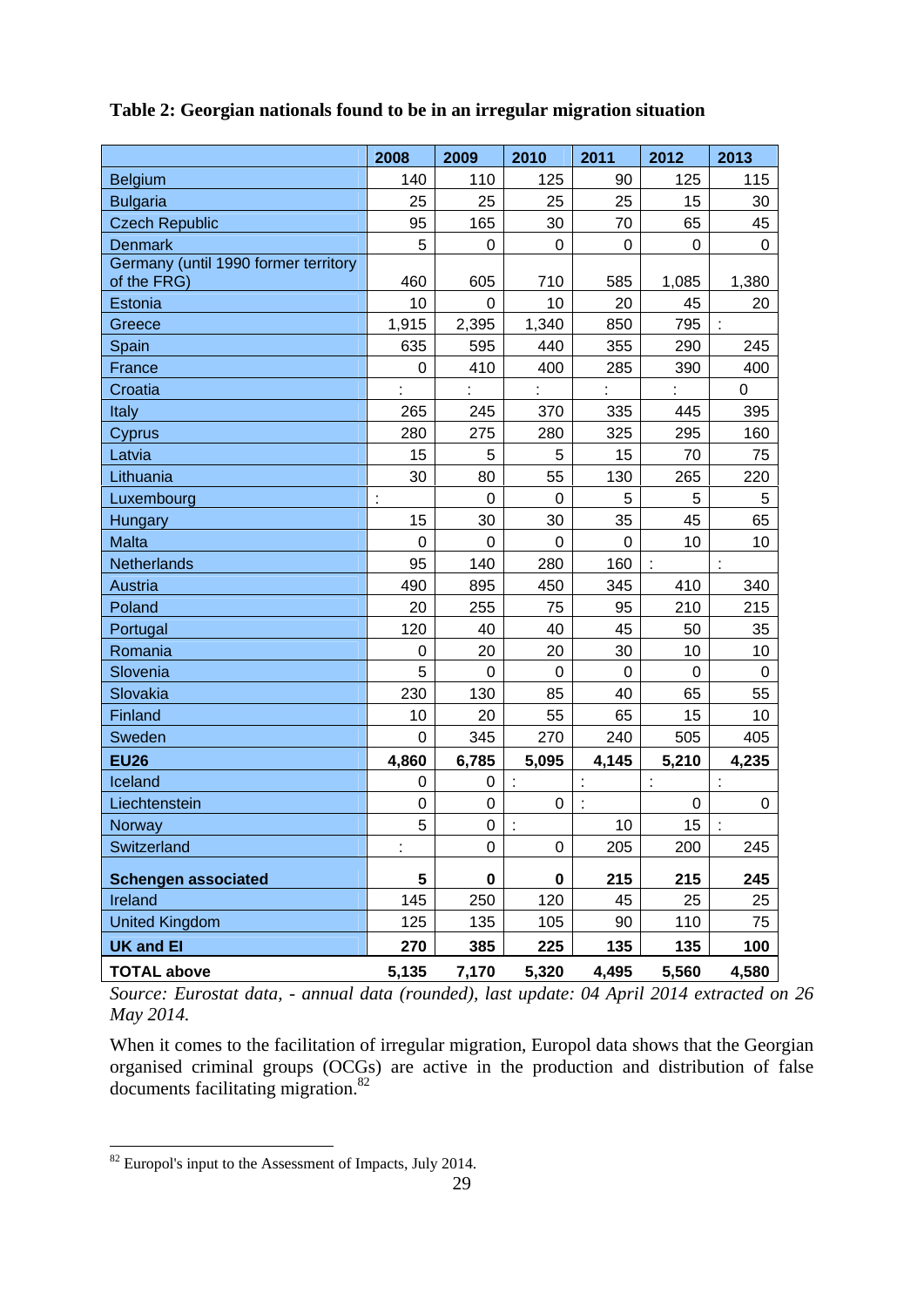**Table 2: Georgian nationals found to be in an irregular migration situation**

| | 2008 | 2009 | 2010 | 2011 | 2012 | 2013 |
|---|---|---|---|---|---|---|
| Belgium | 140 | 110 | 125 | 90 | 125 | 115 |
| Bulgaria | 25 | 25 | 25 | 25 | 15 | 30 |
| Czech Republic | 95 | 165 | 30 | 70 | 65 | 45 |
| Denmark | 5 | 0 | 0 | 0 | 0 | 0 |
| Germany (until 1990 former territory of the FRG) | 460 | 605 | 710 | 585 | 1,085 | 1,380 |
| Estonia | 10 | 0 | 10 | 20 | 45 | 20 |
| Greece | 1,915 | 2,395 | 1,340 | 850 | 795 | : |
| Spain | 635 | 595 | 440 | 355 | 290 | 245 |
| France | 0 | 410 | 400 | 285 | 390 | 400 |
| Croatia | : | : | : | : | : | 0 |
| Italy | 265 | 245 | 370 | 335 | 445 | 395 |
| Cyprus | 280 | 275 | 280 | 325 | 295 | 160 |
| Latvia | 15 | 5 | 5 | 15 | 70 | 75 |
| Lithuania | 30 | 80 | 55 | 130 | 265 | 220 |
| Luxembourg | : | 0 | 0 | 5 | 5 | 5 |
| Hungary | 15 | 30 | 30 | 35 | 45 | 65 |
| Malta | 0 | 0 | 0 | 0 | 10 | 10 |
| Netherlands | 95 | 140 | 280 | 160 | : | : |
| Austria | 490 | 895 | 450 | 345 | 410 | 340 |
| Poland | 20 | 255 | 75 | 95 | 210 | 215 |
| Portugal | 120 | 40 | 40 | 45 | 50 | 35 |
| Romania | 0 | 20 | 20 | 30 | 10 | 10 |
| Slovenia | 5 | 0 | 0 | 0 | 0 | 0 |
| Slovakia | 230 | 130 | 85 | 40 | 65 | 55 |
| Finland | 10 | 20 | 55 | 65 | 15 | 10 |
| Sweden | 0 | 345 | 270 | 240 | 505 | 405 |
| **EU26** | **4,860** | **6,785** | **5,095** | **4,145** | **5,210** | **4,235** |
| Iceland | 0 | 0 | : | : | : | : |
| Liechtenstein | 0 | 0 | 0 | : | 0 | 0 |
| Norway | 5 | 0 | : | 10 | 15 | : |
| Switzerland | : | 0 | 0 | 205 | 200 | 245 |
| **Schengen associated** | **5** | **0** | **0** | **215** | **215** | **245** |
| Ireland | 145 | 250 | 120 | 45 | 25 | 25 |
| United Kingdom | 125 | 135 | 105 | 90 | 110 | 75 |
| **UK and EI** | **270** | **385** | **225** | **135** | **135** | **100** |
| **TOTAL above** | **5,135** | **7,170** | **5,320** | **4,495** | **5,560** | **4,580** |

*Source: Eurostat data, - annual data (rounded), last update: 04 April 2014 extracted on 26 May 2014.*

When it comes to the facilitation of irregular migration, Europol data shows that the Georgian organised criminal groups (OCGs) are active in the production and distribution of false documents facilitating migration.[82]

---

[82] Europol's input to the Assessment of Impacts, July 2014.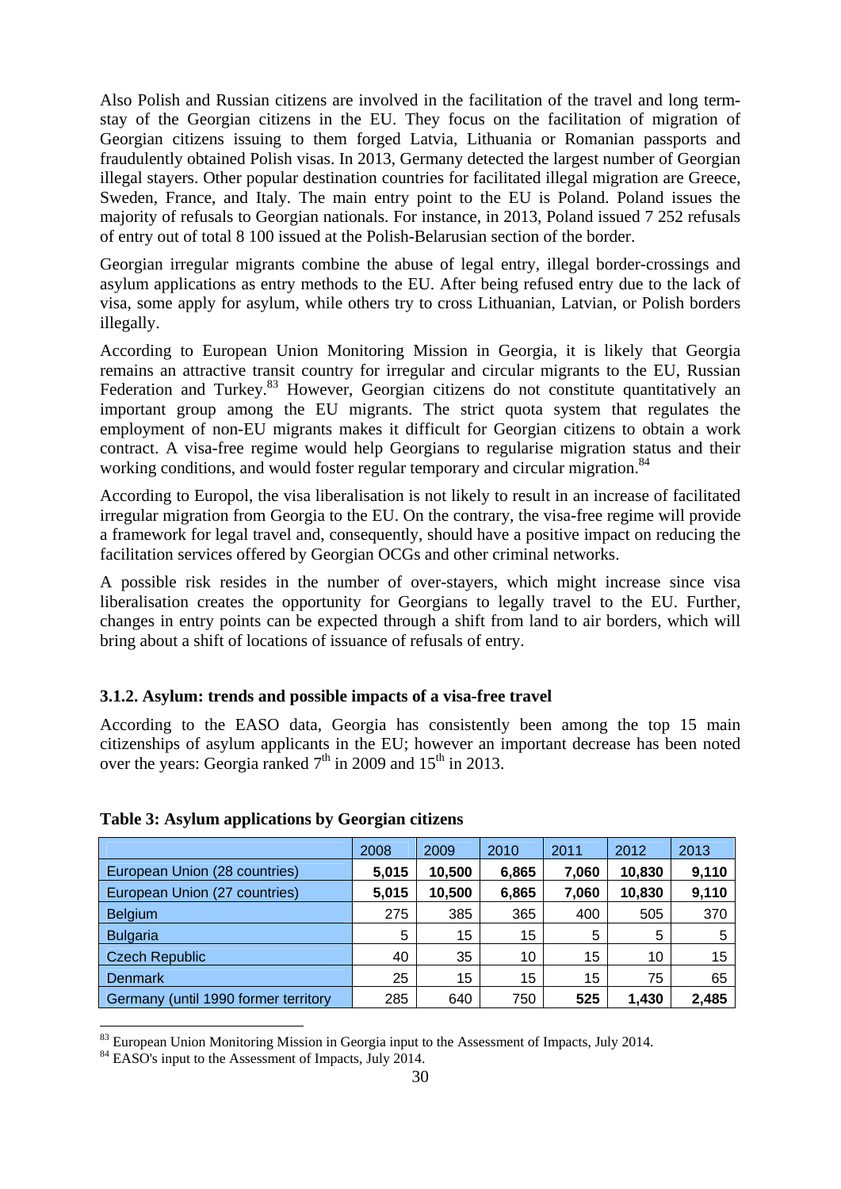Also Polish and Russian citizens are involved in the facilitation of the travel and long term-stay of the Georgian citizens in the EU. They focus on the facilitation of migration of Georgian citizens issuing to them forged Latvia, Lithuania or Romanian passports and fraudulently obtained Polish visas. In 2013, Germany detected the largest number of Georgian illegal stayers. Other popular destination countries for facilitated illegal migration are Greece, Sweden, France, and Italy. The main entry point to the EU is Poland. Poland issues the majority of refusals to Georgian nationals. For instance, in 2013, Poland issued 7 252 refusals of entry out of total 8 100 issued at the Polish-Belarusian section of the border.

Georgian irregular migrants combine the abuse of legal entry, illegal border-crossings and asylum applications as entry methods to the EU. After being refused entry due to the lack of visa, some apply for asylum, while others try to cross Lithuanian, Latvian, or Polish borders illegally.

According to European Union Monitoring Mission in Georgia, it is likely that Georgia remains an attractive transit country for irregular and circular migrants to the EU, Russian Federation and Turkey.[83] However, Georgian citizens do not constitute quantitatively an important group among the EU migrants. The strict quota system that regulates the employment of non-EU migrants makes it difficult for Georgian citizens to obtain a work contract. A visa-free regime would help Georgians to regularise migration status and their working conditions, and would foster regular temporary and circular migration.[84]

According to Europol, the visa liberalisation is not likely to result in an increase of facilitated irregular migration from Georgia to the EU. On the contrary, the visa-free regime will provide a framework for legal travel and, consequently, should have a positive impact on reducing the facilitation services offered by Georgian OCGs and other criminal networks.

A possible risk resides in the number of over-stayers, which might increase since visa liberalisation creates the opportunity for Georgians to legally travel to the EU. Further, changes in entry points can be expected through a shift from land to air borders, which will bring about a shift of locations of issuance of refusals of entry.

### 3.1.2. Asylum: trends and possible impacts of a visa-free travel

According to the EASO data, Georgia has consistently been among the top 15 main citizenships of asylum applicants in the EU; however an important decrease has been noted over the years: Georgia ranked 7th in 2009 and 15th in 2013.

**Table 3: Asylum applications by Georgian citizens**

| | 2008 | 2009 | 2010 | 2011 | 2012 | 2013 |
|---|---|---|---|---|---|---|
| European Union (28 countries) | **5,015** | **10,500** | **6,865** | **7,060** | **10,830** | **9,110** |
| European Union (27 countries) | **5,015** | **10,500** | **6,865** | **7,060** | **10,830** | **9,110** |
| Belgium | 275 | 385 | 365 | 400 | 505 | 370 |
| Bulgaria | 5 | 15 | 15 | 5 | 5 | 5 |
| Czech Republic | 40 | 35 | 10 | 15 | 10 | 15 |
| Denmark | 25 | 15 | 15 | 15 | 75 | 65 |
| Germany (until 1990 former territory | 285 | 640 | 750 | **525** | **1,430** | **2,485** |

[83] European Union Monitoring Mission in Georgia input to the Assessment of Impacts, July 2014.

[84] EASO's input to the Assessment of Impacts, July 2014.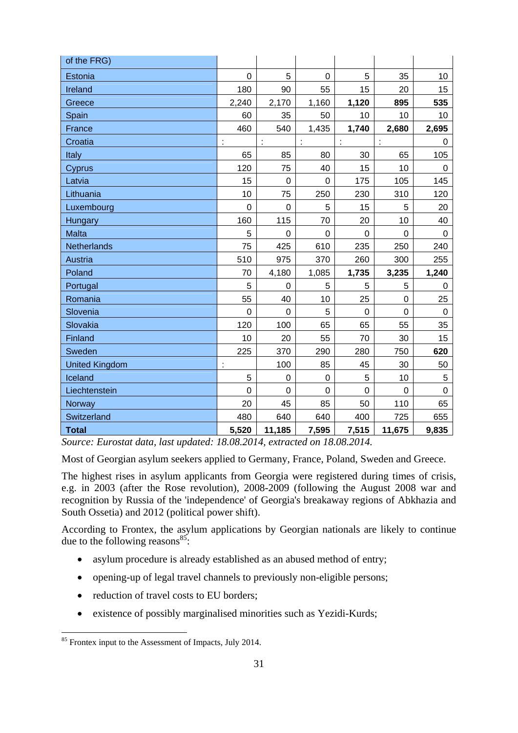| of the FRG) | | | | | | |
|---|---|---|---|---|---|---|
| Estonia | 0 | 5 | 0 | 5 | 35 | 10 |
| Ireland | 180 | 90 | 55 | 15 | 20 | 15 |
| Greece | 2,240 | 2,170 | 1,160 | **1,120** | **895** | **535** |
| Spain | 60 | 35 | 50 | 10 | 10 | 10 |
| France | 460 | 540 | 1,435 | **1,740** | **2,680** | **2,695** |
| Croatia | : | : | : | : | : | 0 |
| Italy | 65 | 85 | 80 | 30 | 65 | 105 |
| Cyprus | 120 | 75 | 40 | 15 | 10 | 0 |
| Latvia | 15 | 0 | 0 | 175 | 105 | 145 |
| Lithuania | 10 | 75 | 250 | 230 | 310 | 120 |
| Luxembourg | 0 | 0 | 5 | 15 | 5 | 20 |
| Hungary | 160 | 115 | 70 | 20 | 10 | 40 |
| Malta | 5 | 0 | 0 | 0 | 0 | 0 |
| Netherlands | 75 | 425 | 610 | 235 | 250 | 240 |
| Austria | 510 | 975 | 370 | 260 | 300 | 255 |
| Poland | 70 | 4,180 | 1,085 | **1,735** | **3,235** | **1,240** |
| Portugal | 5 | 0 | 5 | 5 | 5 | 0 |
| Romania | 55 | 40 | 10 | 25 | 0 | 25 |
| Slovenia | 0 | 0 | 5 | 0 | 0 | 0 |
| Slovakia | 120 | 100 | 65 | 65 | 55 | 35 |
| Finland | 10 | 20 | 55 | 70 | 30 | 15 |
| Sweden | 225 | 370 | 290 | 280 | 750 | **620** |
| United Kingdom | : | 100 | 85 | 45 | 30 | 50 |
| Iceland | 5 | 0 | 0 | 5 | 10 | 5 |
| Liechtenstein | 0 | 0 | 0 | 0 | 0 | 0 |
| Norway | 20 | 45 | 85 | 50 | 110 | 65 |
| Switzerland | 480 | 640 | 640 | 400 | 725 | 655 |
| **Total** | **5,520** | **11,185** | **7,595** | **7,515** | **11,675** | **9,835** |

*Source: Eurostat data, last updated: 18.08.2014, extracted on 18.08.2014.*

Most of Georgian asylum seekers applied to Germany, France, Poland, Sweden and Greece.

The highest rises in asylum applicants from Georgia were registered during times of crisis, e.g. in 2003 (after the Rose revolution), 2008-2009 (following the August 2008 war and recognition by Russia of the 'independence' of Georgia's breakaway regions of Abkhazia and South Ossetia) and 2012 (political power shift).

According to Frontex, the asylum applications by Georgian nationals are likely to continue due to the following reasons[85]:

- asylum procedure is already established as an abused method of entry;
- opening-up of legal travel channels to previously non-eligible persons;
- reduction of travel costs to EU borders;
- existence of possibly marginalised minorities such as Yezidi-Kurds;

[85] Frontex input to the Assessment of Impacts, July 2014.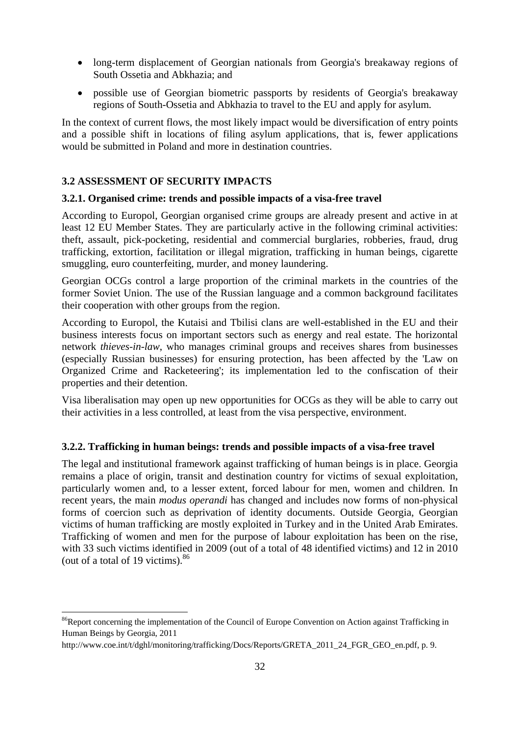- long-term displacement of Georgian nationals from Georgia's breakaway regions of South Ossetia and Abkhazia; and
- possible use of Georgian biometric passports by residents of Georgia's breakaway regions of South-Ossetia and Abkhazia to travel to the EU and apply for asylum.

In the context of current flows, the most likely impact would be diversification of entry points and a possible shift in locations of filing asylum applications, that is, fewer applications would be submitted in Poland and more in destination countries.

### 3.2 ASSESSMENT OF SECURITY IMPACTS

#### 3.2.1. Organised crime: trends and possible impacts of a visa-free travel

According to Europol, Georgian organised crime groups are already present and active in at least 12 EU Member States. They are particularly active in the following criminal activities: theft, assault, pick-pocketing, residential and commercial burglaries, robberies, fraud, drug trafficking, extortion, facilitation or illegal migration, trafficking in human beings, cigarette smuggling, euro counterfeiting, murder, and money laundering.

Georgian OCGs control a large proportion of the criminal markets in the countries of the former Soviet Union. The use of the Russian language and a common background facilitates their cooperation with other groups from the region.

According to Europol, the Kutaisi and Tbilisi clans are well-established in the EU and their business interests focus on important sectors such as energy and real estate. The horizontal network *thieves-in-law*, who manages criminal groups and receives shares from businesses (especially Russian businesses) for ensuring protection, has been affected by the 'Law on Organized Crime and Racketeering'; its implementation led to the confiscation of their properties and their detention.

Visa liberalisation may open up new opportunities for OCGs as they will be able to carry out their activities in a less controlled, at least from the visa perspective, environment.

#### 3.2.2. Trafficking in human beings: trends and possible impacts of a visa-free travel

The legal and institutional framework against trafficking of human beings is in place. Georgia remains a place of origin, transit and destination country for victims of sexual exploitation, particularly women and, to a lesser extent, forced labour for men, women and children. In recent years, the main *modus operandi* has changed and includes now forms of non-physical forms of coercion such as deprivation of identity documents. Outside Georgia, Georgian victims of human trafficking are mostly exploited in Turkey and in the United Arab Emirates. Trafficking of women and men for the purpose of labour exploitation has been on the rise, with 33 such victims identified in 2009 (out of a total of 48 identified victims) and 12 in 2010 (out of a total of 19 victims).[86]

---

[86] Report concerning the implementation of the Council of Europe Convention on Action against Trafficking in Human Beings by Georgia, 2011
http://www.coe.int/t/dghl/monitoring/trafficking/Docs/Reports/GRETA_2011_24_FGR_GEO_en.pdf, p. 9.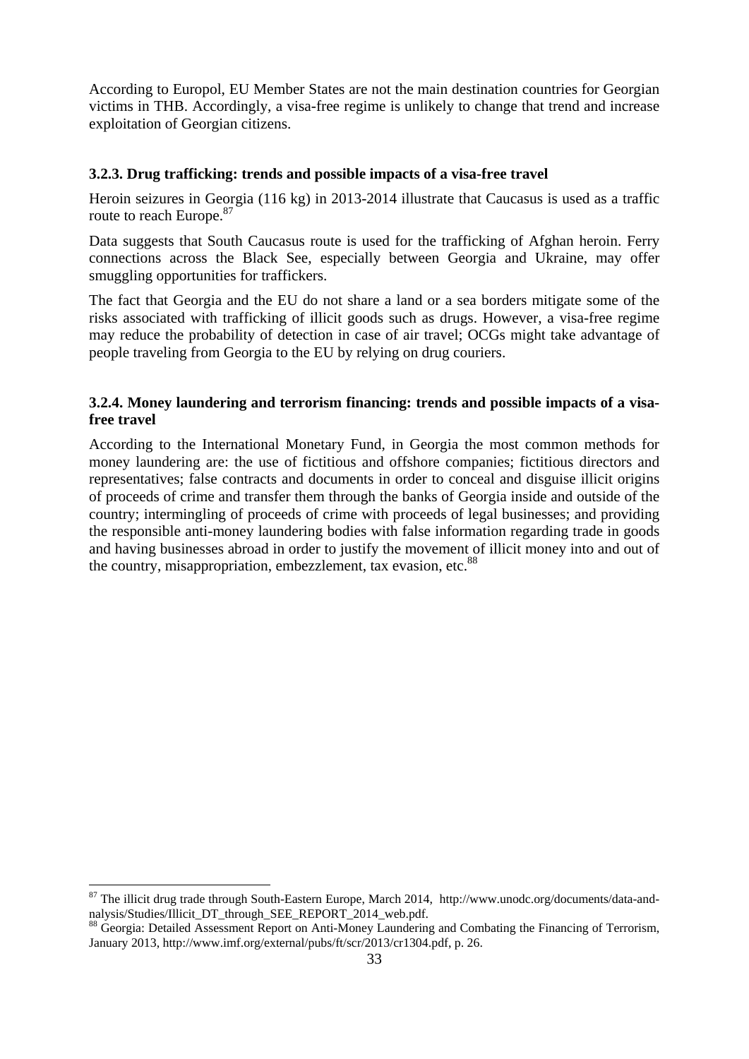According to Europol, EU Member States are not the main destination countries for Georgian victims in THB. Accordingly, a visa-free regime is unlikely to change that trend and increase exploitation of Georgian citizens.

### 3.2.3. Drug trafficking: trends and possible impacts of a visa-free travel

Heroin seizures in Georgia (116 kg) in 2013-2014 illustrate that Caucasus is used as a traffic route to reach Europe.[87]

Data suggests that South Caucasus route is used for the trafficking of Afghan heroin. Ferry connections across the Black See, especially between Georgia and Ukraine, may offer smuggling opportunities for traffickers.

The fact that Georgia and the EU do not share a land or a sea borders mitigate some of the risks associated with trafficking of illicit goods such as drugs. However, a visa-free regime may reduce the probability of detection in case of air travel; OCGs might take advantage of people traveling from Georgia to the EU by relying on drug couriers.

### 3.2.4. Money laundering and terrorism financing: trends and possible impacts of a visa-free travel

According to the International Monetary Fund, in Georgia the most common methods for money laundering are: the use of fictitious and offshore companies; fictitious directors and representatives; false contracts and documents in order to conceal and disguise illicit origins of proceeds of crime and transfer them through the banks of Georgia inside and outside of the country; intermingling of proceeds of crime with proceeds of legal businesses; and providing the responsible anti-money laundering bodies with false information regarding trade in goods and having businesses abroad in order to justify the movement of illicit money into and out of the country, misappropriation, embezzlement, tax evasion, etc.[88]

---

[87] The illicit drug trade through South-Eastern Europe, March 2014, http://www.unodc.org/documents/data-and-nalysis/Studies/Illicit_DT_through_SEE_REPORT_2014_web.pdf.

[88] Georgia: Detailed Assessment Report on Anti-Money Laundering and Combating the Financing of Terrorism, January 2013, http://www.imf.org/external/pubs/ft/scr/2013/cr1304.pdf, p. 26.